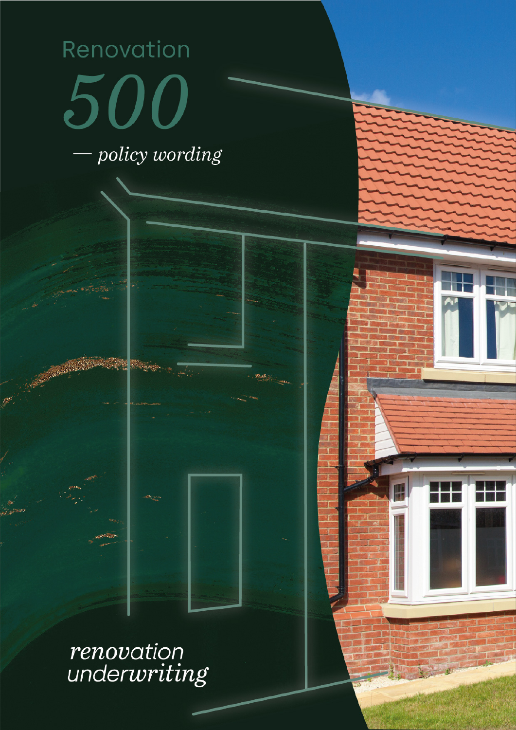# Renovation *500*

*— policy wording*

*renovation underwriting*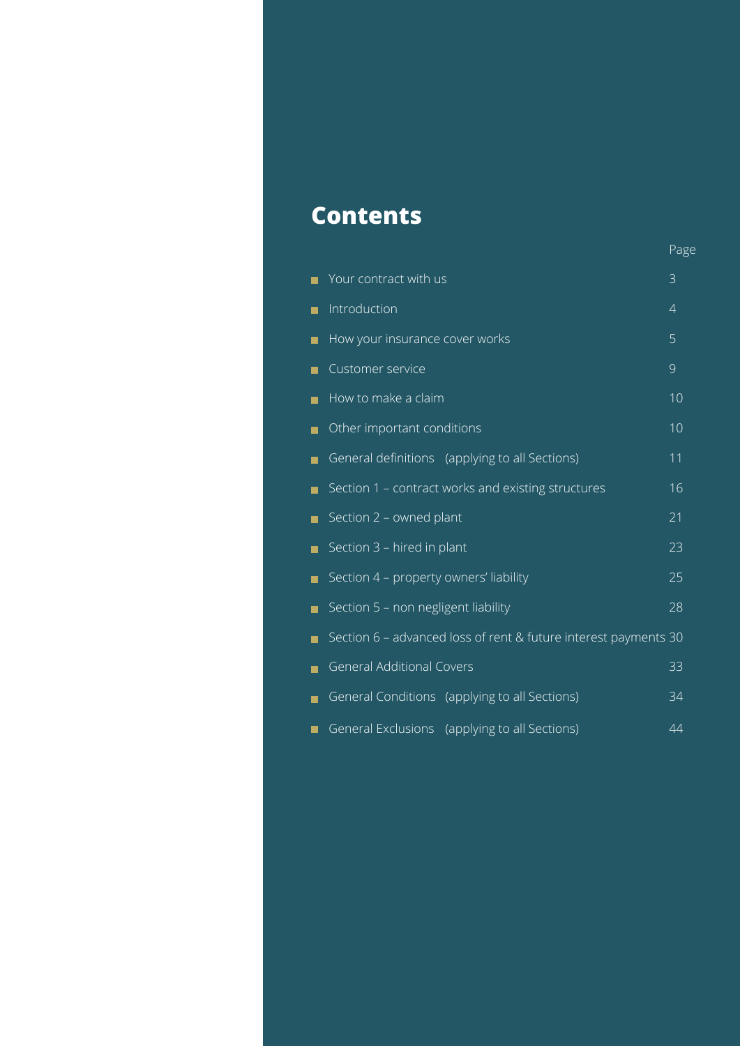# Contents

| | Page |
|---|---|
| Your contract with us | 3 |
| Introduction | 4 |
| How your insurance cover works | 5 |
| Customer service | 9 |
| How to make a claim | 10 |
| Other important conditions | 10 |
| General definitions (applying to all Sections) | 11 |
| Section 1 – contract works and existing structures | 16 |
| Section 2 – owned plant | 21 |
| Section 3 – hired in plant | 23 |
| Section 4 – property owners' liability | 25 |
| Section 5 – non negligent liability | 28 |
| Section 6 – advanced loss of rent & future interest payments | 30 |
| General Additional Covers | 33 |
| General Conditions (applying to all Sections) | 34 |
| General Exclusions (applying to all Sections) | 44 |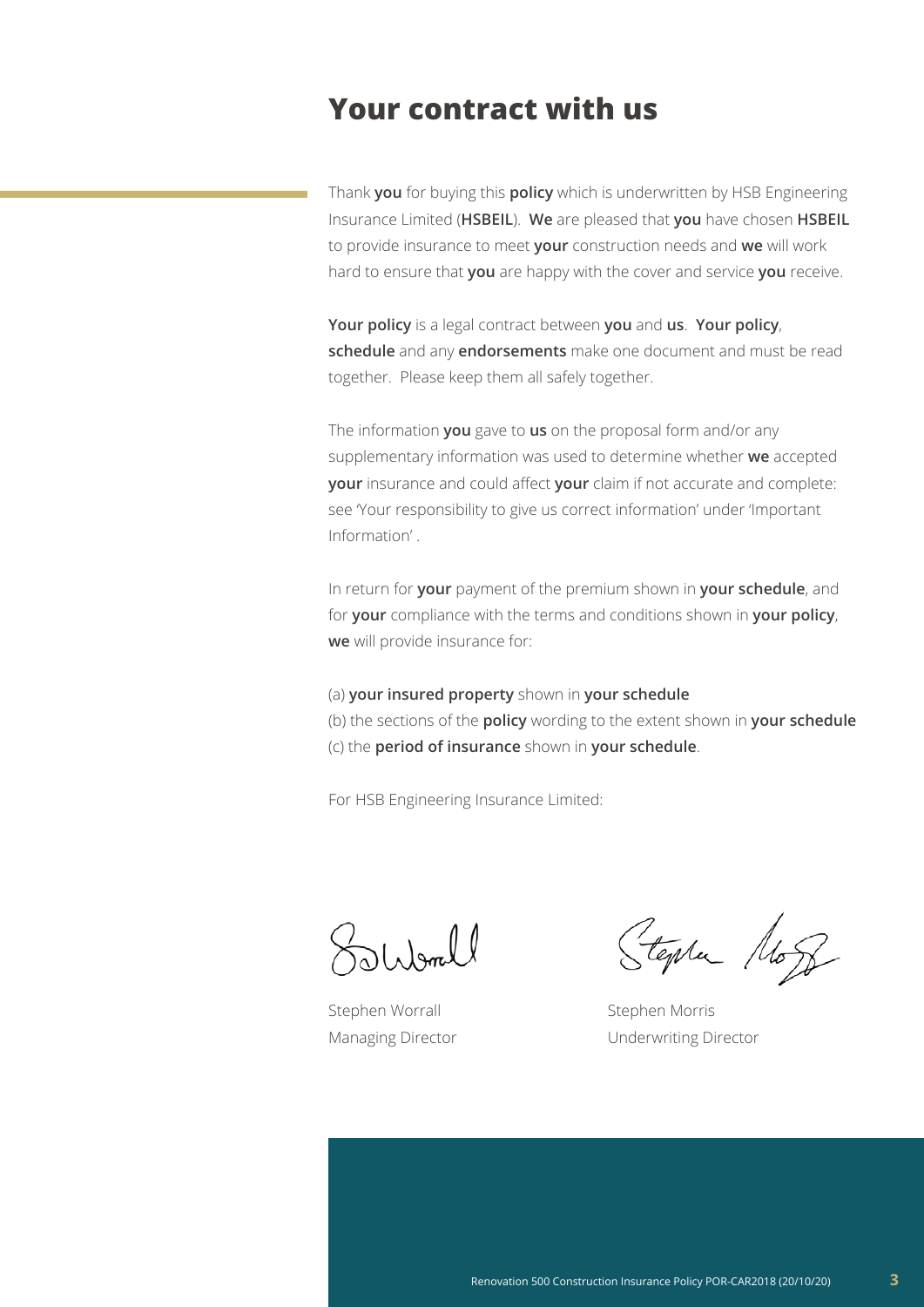# Your contract with us

Thank **you** for buying this **policy** which is underwritten by HSB Engineering Insurance Limited (**HSBEIL**). **We** are pleased that **you** have chosen **HSBEIL** to provide insurance to meet **your** construction needs and **we** will work hard to ensure that **you** are happy with the cover and service **you** receive.

**Your policy** is a legal contract between **you** and **us**. **Your policy**, **schedule** and any **endorsements** make one document and must be read together. Please keep them all safely together.

The information **you** gave to **us** on the proposal form and/or any supplementary information was used to determine whether **we** accepted **your** insurance and could affect **your** claim if not accurate and complete: see 'Your responsibility to give us correct information' under 'Important Information' .

In return for **your** payment of the premium shown in **your schedule**, and for **your** compliance with the terms and conditions shown in **your policy**, **we** will provide insurance for:

(a) **your insured property** shown in **your schedule**
(b) the sections of the **policy** wording to the extent shown in **your schedule**
(c) the **period of insurance** shown in **your schedule**.

For HSB Engineering Insurance Limited:

Stephen Worrall
Managing Director

Stephen Morris
Underwriting Director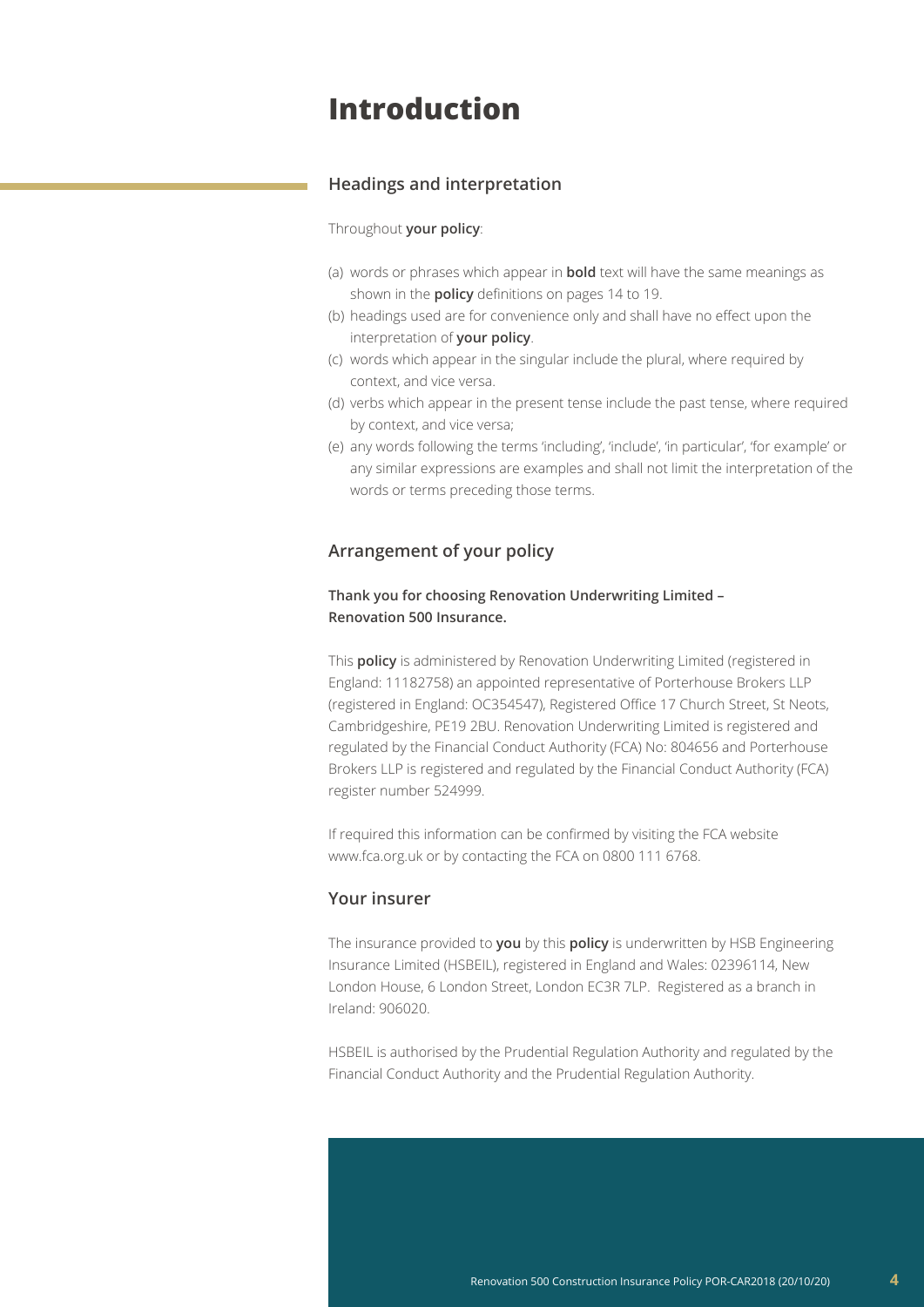# Introduction

## Headings and interpretation

Throughout **your policy**:

(a) words or phrases which appear in **bold** text will have the same meanings as shown in the **policy** definitions on pages 14 to 19.

(b) headings used are for convenience only and shall have no effect upon the interpretation of **your policy**.

(c) words which appear in the singular include the plural, where required by context, and vice versa.

(d) verbs which appear in the present tense include the past tense, where required by context, and vice versa;

(e) any words following the terms 'including', 'include', 'in particular', 'for example' or any similar expressions are examples and shall not limit the interpretation of the words or terms preceding those terms.

## Arrangement of your policy

**Thank you for choosing Renovation Underwriting Limited – Renovation 500 Insurance.**

This **policy** is administered by Renovation Underwriting Limited (registered in England: 11182758) an appointed representative of Porterhouse Brokers LLP (registered in England: OC354547), Registered Office 17 Church Street, St Neots, Cambridgeshire, PE19 2BU. Renovation Underwriting Limited is registered and regulated by the Financial Conduct Authority (FCA) No: 804656 and Porterhouse Brokers LLP is registered and regulated by the Financial Conduct Authority (FCA) register number 524999.

If required this information can be confirmed by visiting the FCA website www.fca.org.uk or by contacting the FCA on 0800 111 6768.

## Your insurer

The insurance provided to **you** by this **policy** is underwritten by HSB Engineering Insurance Limited (HSBEIL), registered in England and Wales: 02396114, New London House, 6 London Street, London EC3R 7LP. Registered as a branch in Ireland: 906020.

HSBEIL is authorised by the Prudential Regulation Authority and regulated by the Financial Conduct Authority and the Prudential Regulation Authority.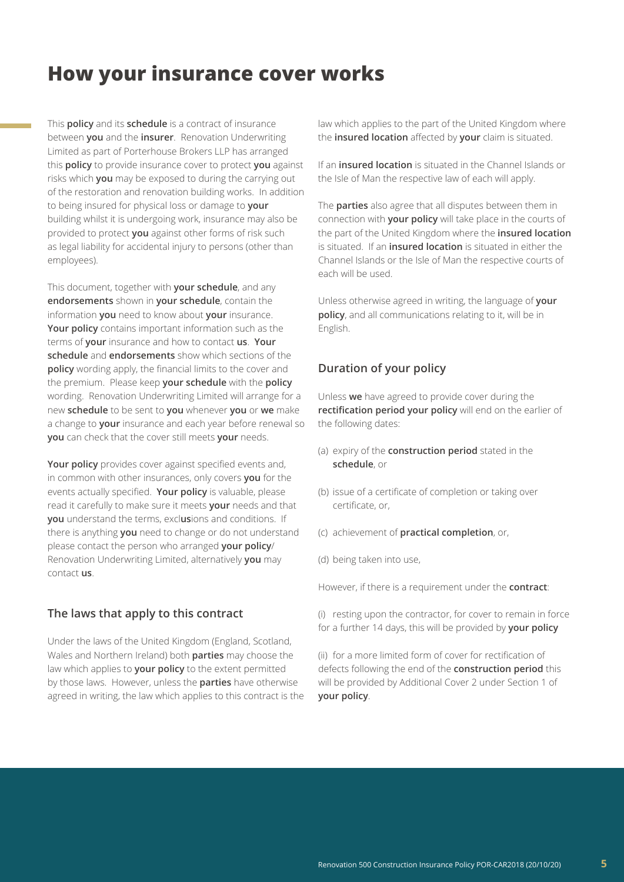# How your insurance cover works

This **policy** and its **schedule** is a contract of insurance between **you** and the **insurer**. Renovation Underwriting Limited as part of Porterhouse Brokers LLP has arranged this **policy** to provide insurance cover to protect **you** against risks which **you** may be exposed to during the carrying out of the restoration and renovation building works. In addition to being insured for physical loss or damage to **your** building whilst it is undergoing work, insurance may also be provided to protect **you** against other forms of risk such as legal liability for accidental injury to persons (other than employees).

This document, together with **your schedule**, and any **endorsements** shown in **your schedule**, contain the information **you** need to know about **your** insurance. **Your policy** contains important information such as the terms of **your** insurance and how to contact **us**. **Your schedule** and **endorsements** show which sections of the **policy** wording apply, the financial limits to the cover and the premium. Please keep **your schedule** with the **policy** wording. Renovation Underwriting Limited will arrange for a new **schedule** to be sent to **you** whenever **you** or **we** make a change to **your** insurance and each year before renewal so **you** can check that the cover still meets **your** needs.

**Your policy** provides cover against specified events and, in common with other insurances, only covers **you** for the events actually specified. **Your policy** is valuable, please read it carefully to make sure it meets **your** needs and that **you** understand the terms, excl**us**ions and conditions. If there is anything **you** need to change or do not understand please contact the person who arranged **your policy**/ Renovation Underwriting Limited, alternatively **you** may contact **us**.

## The laws that apply to this contract

Under the laws of the United Kingdom (England, Scotland, Wales and Northern Ireland) both **parties** may choose the law which applies to **your policy** to the extent permitted by those laws. However, unless the **parties** have otherwise agreed in writing, the law which applies to this contract is the law which applies to the part of the United Kingdom where the **insured location** affected by **your** claim is situated.

If an **insured location** is situated in the Channel Islands or the Isle of Man the respective law of each will apply.

The **parties** also agree that all disputes between them in connection with **your policy** will take place in the courts of the part of the United Kingdom where the **insured location** is situated. If an **insured location** is situated in either the Channel Islands or the Isle of Man the respective courts of each will be used.

Unless otherwise agreed in writing, the language of **your policy**, and all communications relating to it, will be in English.

## Duration of your policy

Unless **we** have agreed to provide cover during the **rectification period your policy** will end on the earlier of the following dates:

(a) expiry of the **construction period** stated in the **schedule**, or

(b) issue of a certificate of completion or taking over certificate, or,

(c) achievement of **practical completion**, or,

(d) being taken into use,

However, if there is a requirement under the **contract**:

(i) resting upon the contractor, for cover to remain in force for a further 14 days, this will be provided by **your policy**

(ii) for a more limited form of cover for rectification of defects following the end of the **construction period** this will be provided by Additional Cover 2 under Section 1 of **your policy**.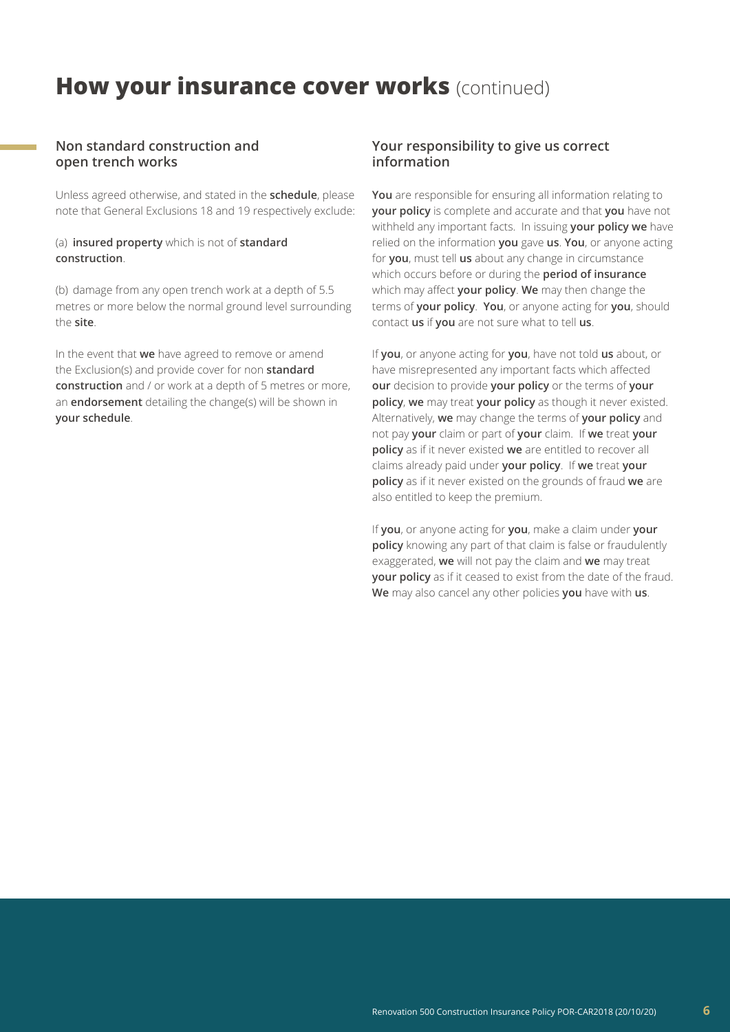# **How your insurance cover works** (continued)

## Non standard construction and open trench works

Unless agreed otherwise, and stated in the **schedule**, please note that General Exclusions 18 and 19 respectively exclude:

(a) **insured property** which is not of **standard construction**.

(b) damage from any open trench work at a depth of 5.5 metres or more below the normal ground level surrounding the **site**.

In the event that **we** have agreed to remove or amend the Exclusion(s) and provide cover for non **standard construction** and / or work at a depth of 5 metres or more, an **endorsement** detailing the change(s) will be shown in **your schedule**.

## Your responsibility to give us correct information

**You** are responsible for ensuring all information relating to **your policy** is complete and accurate and that **you** have not withheld any important facts. In issuing **your policy we** have relied on the information **you** gave **us**. **You**, or anyone acting for **you**, must tell **us** about any change in circumstance which occurs before or during the **period of insurance** which may affect **your policy**. **We** may then change the terms of **your policy**. **You**, or anyone acting for **you**, should contact **us** if **you** are not sure what to tell **us**.

If **you**, or anyone acting for **you**, have not told **us** about, or have misrepresented any important facts which affected **our** decision to provide **your policy** or the terms of **your policy**, **we** may treat **your policy** as though it never existed. Alternatively, **we** may change the terms of **your policy** and not pay **your** claim or part of **your** claim. If **we** treat **your policy** as if it never existed **we** are entitled to recover all claims already paid under **your policy**. If **we** treat **your policy** as if it never existed on the grounds of fraud **we** are also entitled to keep the premium.

If **you**, or anyone acting for **you**, make a claim under **your policy** knowing any part of that claim is false or fraudulently exaggerated, **we** will not pay the claim and **we** may treat **your policy** as if it ceased to exist from the date of the fraud. **We** may also cancel any other policies **you** have with **us**.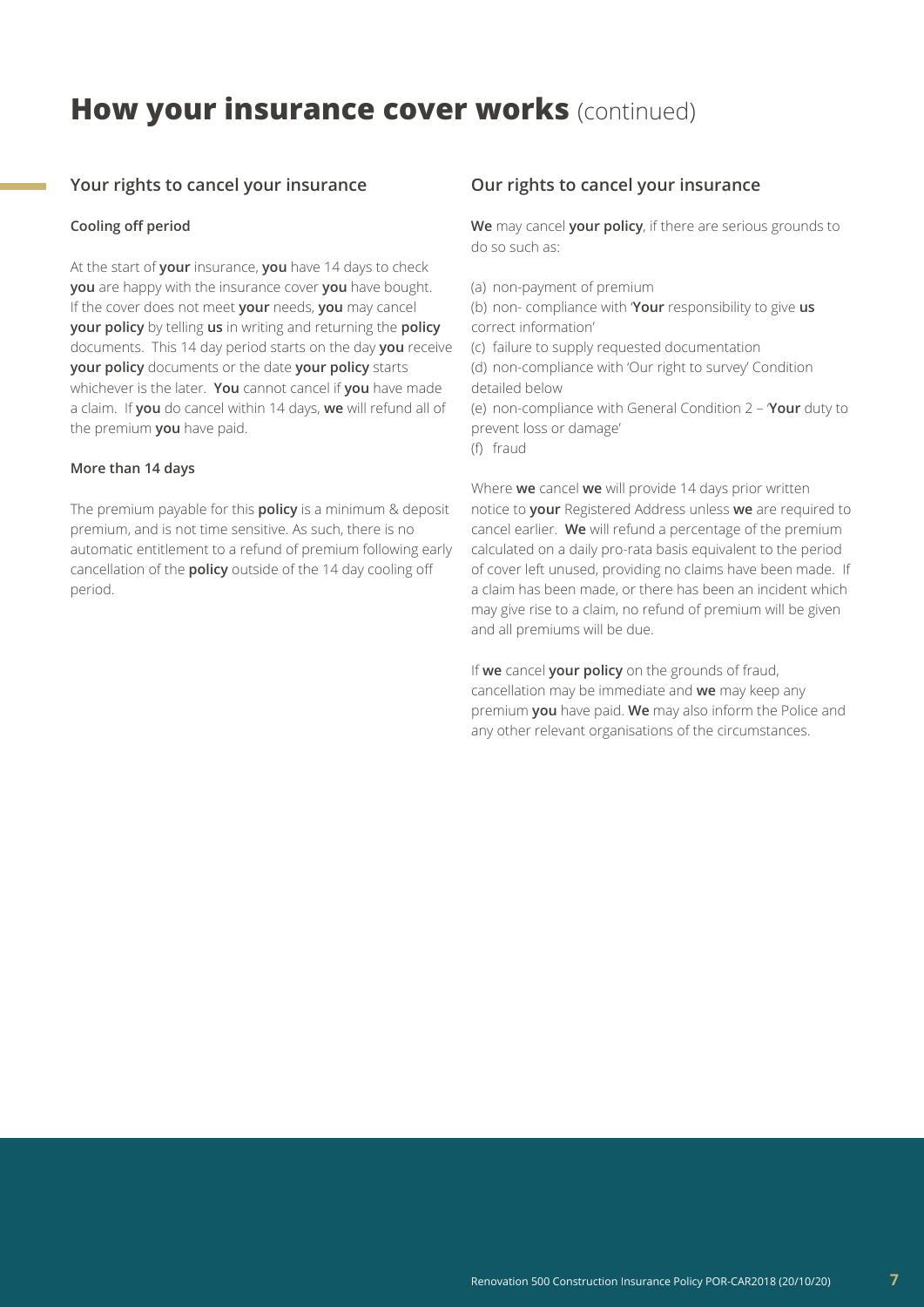# How your insurance cover works (continued)

## Your rights to cancel your insurance

### Cooling off period

At the start of **your** insurance, **you** have 14 days to check **you** are happy with the insurance cover **you** have bought. If the cover does not meet **your** needs, **you** may cancel **your policy** by telling **us** in writing and returning the **policy** documents. This 14 day period starts on the day **you** receive **your policy** documents or the date **your policy** starts whichever is the later. **You** cannot cancel if **you** have made a claim. If **you** do cancel within 14 days, **we** will refund all of the premium **you** have paid.

### More than 14 days

The premium payable for this **policy** is a minimum & deposit premium, and is not time sensitive. As such, there is no automatic entitlement to a refund of premium following early cancellation of the **policy** outside of the 14 day cooling off period.

## Our rights to cancel your insurance

**We** may cancel **your policy**, if there are serious grounds to do so such as:

(a) non-payment of premium
(b) non- compliance with '**Your** responsibility to give **us** correct information'
(c) failure to supply requested documentation
(d) non-compliance with 'Our right to survey' Condition detailed below
(e) non-compliance with General Condition 2 – '**Your** duty to prevent loss or damage'
(f) fraud

Where **we** cancel **we** will provide 14 days prior written notice to **your** Registered Address unless **we** are required to cancel earlier. **We** will refund a percentage of the premium calculated on a daily pro-rata basis equivalent to the period of cover left unused, providing no claims have been made. If a claim has been made, or there has been an incident which may give rise to a claim, no refund of premium will be given and all premiums will be due.

If **we** cancel **your policy** on the grounds of fraud, cancellation may be immediate and **we** may keep any premium **you** have paid. **We** may also inform the Police and any other relevant organisations of the circumstances.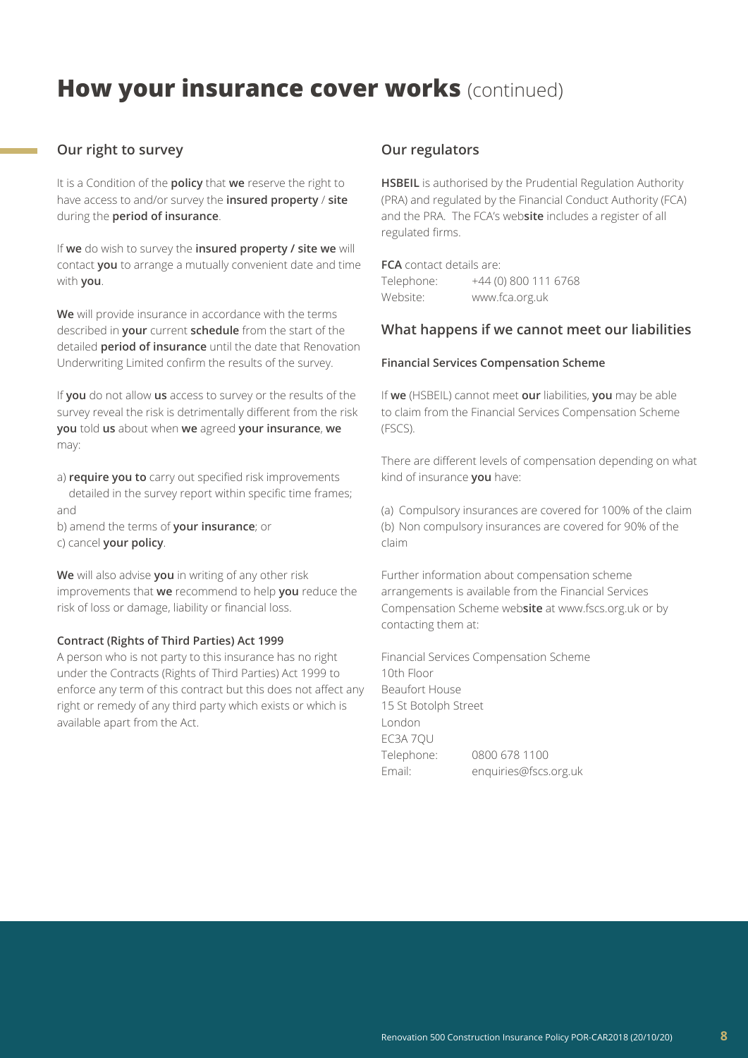# How your insurance cover works (continued)

## Our right to survey

It is a Condition of the **policy** that **we** reserve the right to have access to and/or survey the **insured property** / **site** during the **period of insurance**.

If **we** do wish to survey the **insured property / site we** will contact **you** to arrange a mutually convenient date and time with **you**.

**We** will provide insurance in accordance with the terms described in **your** current **schedule** from the start of the detailed **period of insurance** until the date that Renovation Underwriting Limited confirm the results of the survey.

If **you** do not allow **us** access to survey or the results of the survey reveal the risk is detrimentally different from the risk **you** told **us** about when **we** agreed **your insurance**, **we** may:

a) **require you to** carry out specified risk improvements detailed in the survey report within specific time frames; and
b) amend the terms of **your insurance**; or
c) cancel **your policy**.

**We** will also advise **you** in writing of any other risk improvements that **we** recommend to help **you** reduce the risk of loss or damage, liability or financial loss.

### Contract (Rights of Third Parties) Act 1999

A person who is not party to this insurance has no right under the Contracts (Rights of Third Parties) Act 1999 to enforce any term of this contract but this does not affect any right or remedy of any third party which exists or which is available apart from the Act.

## Our regulators

**HSBEIL** is authorised by the Prudential Regulation Authority (PRA) and regulated by the Financial Conduct Authority (FCA) and the PRA. The FCA's web**site** includes a register of all regulated firms.

**FCA** contact details are:
Telephone: +44 (0) 800 111 6768
Website: www.fca.org.uk

## What happens if we cannot meet our liabilities

### Financial Services Compensation Scheme

If **we** (HSBEIL) cannot meet **our** liabilities, **you** may be able to claim from the Financial Services Compensation Scheme (FSCS).

There are different levels of compensation depending on what kind of insurance **you** have:

(a) Compulsory insurances are covered for 100% of the claim
(b) Non compulsory insurances are covered for 90% of the claim

Further information about compensation scheme arrangements is available from the Financial Services Compensation Scheme web**site** at www.fscs.org.uk or by contacting them at:

Financial Services Compensation Scheme
10th Floor
Beaufort House
15 St Botolph Street
London
EC3A 7QU
Telephone: 0800 678 1100
Email: enquiries@fscs.org.uk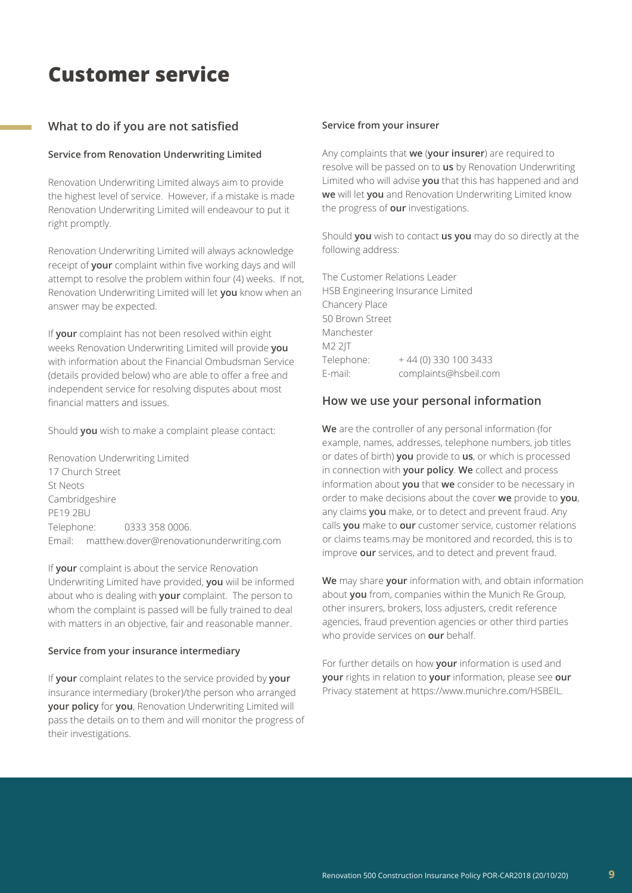# Customer service

## What to do if you are not satisfied

### Service from Renovation Underwriting Limited

Renovation Underwriting Limited always aim to provide the highest level of service. However, if a mistake is made Renovation Underwriting Limited will endeavour to put it right promptly.

Renovation Underwriting Limited will always acknowledge receipt of **your** complaint within five working days and will attempt to resolve the problem within four (4) weeks. If not, Renovation Underwriting Limited will let **you** know when an answer may be expected.

If **your** complaint has not been resolved within eight weeks Renovation Underwriting Limited will provide **you** with information about the Financial Ombudsman Service (details provided below) who are able to offer a free and independent service for resolving disputes about most financial matters and issues.

Should **you** wish to make a complaint please contact:

Renovation Underwriting Limited
17 Church Street
St Neots
Cambridgeshire
PE19 2BU
Telephone: 0333 358 0006.
Email: matthew.dover@renovationunderwriting.com

If **your** complaint is about the service Renovation Underwriting Limited have provided, **you** will be informed about who is dealing with **your** complaint. The person to whom the complaint is passed will be fully trained to deal with matters in an objective, fair and reasonable manner.

### Service from your insurance intermediary

If **your** complaint relates to the service provided by **your** insurance intermediary (broker)/the person who arranged **your policy** for **you**, Renovation Underwriting Limited will pass the details on to them and will monitor the progress of their investigations.

### Service from your insurer

Any complaints that **we** (**your insurer**) are required to resolve will be passed on to **us** by Renovation Underwriting Limited who will advise **you** that this has happened and and **we** will let **you** and Renovation Underwriting Limited know the progress of **our** investigations.

Should **you** wish to contact **us you** may do so directly at the following address:

The Customer Relations Leader
HSB Engineering Insurance Limited
Chancery Place
50 Brown Street
Manchester
M2 2JT
Telephone: + 44 (0) 330 100 3433
E-mail: complaints@hsbeil.com

## How we use your personal information

**We** are the controller of any personal information (for example, names, addresses, telephone numbers, job titles or dates of birth) **you** provide to **us**, or which is processed in connection with **your policy**. **We** collect and process information about **you** that **we** consider to be necessary in order to make decisions about the cover **we** provide to **you**, any claims **you** make, or to detect and prevent fraud. Any calls **you** make to **our** customer service, customer relations or claims teams may be monitored and recorded, this is to improve **our** services, and to detect and prevent fraud.

**We** may share **your** information with, and obtain information about **you** from, companies within the Munich Re Group, other insurers, brokers, loss adjusters, credit reference agencies, fraud prevention agencies or other third parties who provide services on **our** behalf.

For further details on how **your** information is used and **your** rights in relation to **your** information, please see **our** Privacy statement at https://www.munichre.com/HSBEIL.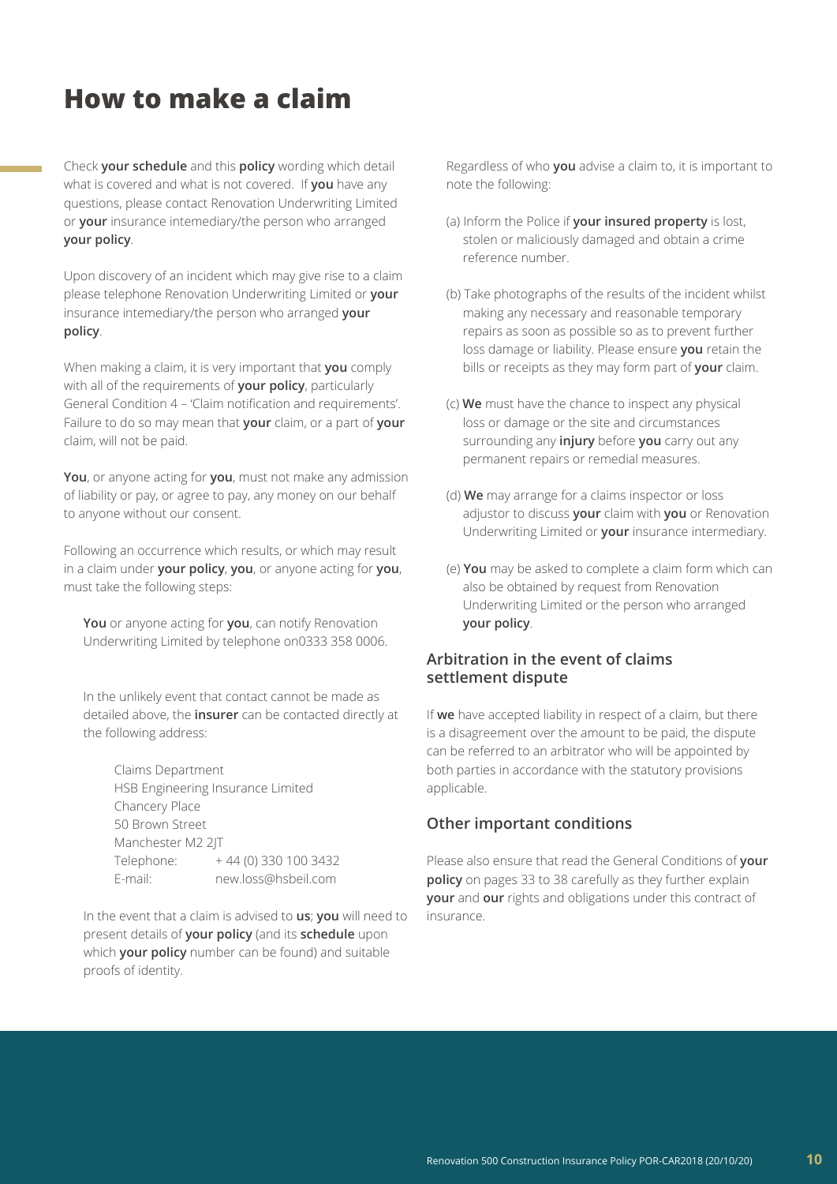# How to make a claim

Check **your schedule** and this **policy** wording which detail what is covered and what is not covered. If **you** have any questions, please contact Renovation Underwriting Limited or **your** insurance intemediary/the person who arranged **your policy**.

Upon discovery of an incident which may give rise to a claim please telephone Renovation Underwriting Limited or **your** insurance intemediary/the person who arranged **your policy**.

When making a claim, it is very important that **you** comply with all of the requirements of **your policy**, particularly General Condition 4 – 'Claim notification and requirements'. Failure to do so may mean that **your** claim, or a part of **your** claim, will not be paid.

**You**, or anyone acting for **you**, must not make any admission of liability or pay, or agree to pay, any money on our behalf to anyone without our consent.

Following an occurrence which results, or which may result in a claim under **your policy**, **you**, or anyone acting for **you**, must take the following steps:

**You** or anyone acting for **you**, can notify Renovation Underwriting Limited by telephone on0333 358 0006.

In the unlikely event that contact cannot be made as detailed above, the **insurer** can be contacted directly at the following address:

Claims Department
HSB Engineering Insurance Limited
Chancery Place
50 Brown Street
Manchester M2 2JT
Telephone: + 44 (0) 330 100 3432
E-mail: new.loss@hsbeil.com

In the event that a claim is advised to **us**; **you** will need to present details of **your policy** (and its **schedule** upon which **your policy** number can be found) and suitable proofs of identity.

Regardless of who **you** advise a claim to, it is important to note the following:

(a) Inform the Police if **your insured property** is lost, stolen or maliciously damaged and obtain a crime reference number.

(b) Take photographs of the results of the incident whilst making any necessary and reasonable temporary repairs as soon as possible so as to prevent further loss damage or liability. Please ensure **you** retain the bills or receipts as they may form part of **your** claim.

(c) **We** must have the chance to inspect any physical loss or damage or the site and circumstances surrounding any **injury** before **you** carry out any permanent repairs or remedial measures.

(d) **We** may arrange for a claims inspector or loss adjustor to discuss **your** claim with **you** or Renovation Underwriting Limited or **your** insurance intermediary.

(e) **You** may be asked to complete a claim form which can also be obtained by request from Renovation Underwriting Limited or the person who arranged **your policy**.

## Arbitration in the event of claims settlement dispute

If **we** have accepted liability in respect of a claim, but there is a disagreement over the amount to be paid, the dispute can be referred to an arbitrator who will be appointed by both parties in accordance with the statutory provisions applicable.

## Other important conditions

Please also ensure that read the General Conditions of **your policy** on pages 33 to 38 carefully as they further explain **your** and **our** rights and obligations under this contract of insurance.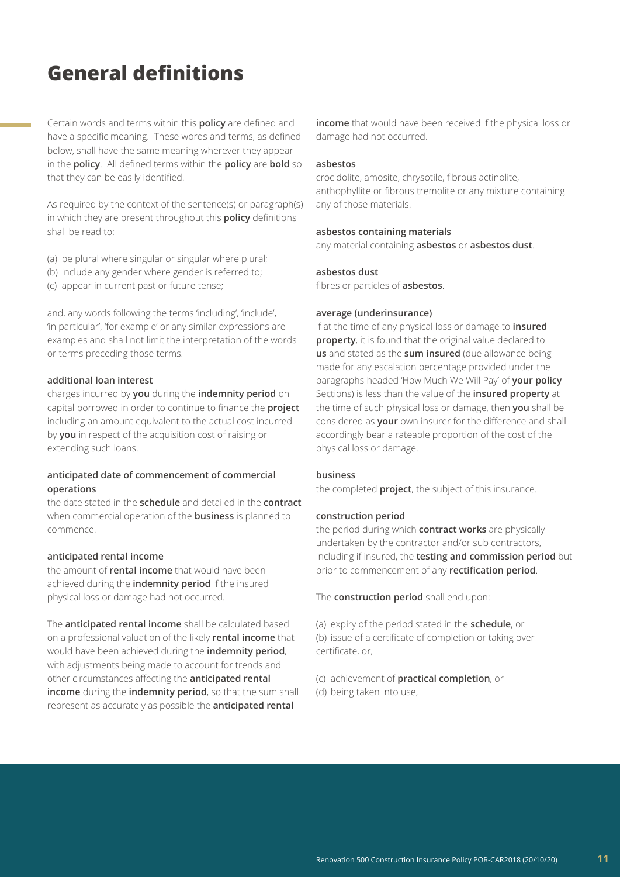# General definitions

Certain words and terms within this **policy** are defined and have a specific meaning. These words and terms, as defined below, shall have the same meaning wherever they appear in the **policy**. All defined terms within the **policy** are **bold** so that they can be easily identified.

As required by the context of the sentence(s) or paragraph(s) in which they are present throughout this **policy** definitions shall be read to:

(a) be plural where singular or singular where plural;
(b) include any gender where gender is referred to;
(c) appear in current past or future tense;

and, any words following the terms 'including', 'include', 'in particular', 'for example' or any similar expressions are examples and shall not limit the interpretation of the words or terms preceding those terms.

**additional loan interest**
charges incurred by **you** during the **indemnity period** on capital borrowed in order to continue to finance the **project** including an amount equivalent to the actual cost incurred by **you** in respect of the acquisition cost of raising or extending such loans.

**anticipated date of commencement of commercial operations**
the date stated in the **schedule** and detailed in the **contract** when commercial operation of the **business** is planned to commence.

**anticipated rental income**
the amount of **rental income** that would have been achieved during the **indemnity period** if the insured physical loss or damage had not occurred.

The **anticipated rental income** shall be calculated based on a professional valuation of the likely **rental income** that would have been achieved during the **indemnity period**, with adjustments being made to account for trends and other circumstances affecting the **anticipated rental income** during the **indemnity period**, so that the sum shall represent as accurately as possible the **anticipated rental income** that would have been received if the physical loss or damage had not occurred.

**asbestos**
crocidolite, amosite, chrysotile, fibrous actinolite, anthophyllite or fibrous tremolite or any mixture containing any of those materials.

**asbestos containing materials**
any material containing **asbestos** or **asbestos dust**.

**asbestos dust**
fibres or particles of **asbestos**.

**average (underinsurance)**
if at the time of any physical loss or damage to **insured property**, it is found that the original value declared to **us** and stated as the **sum insured** (due allowance being made for any escalation percentage provided under the paragraphs headed 'How Much We Will Pay' of **your policy** Sections) is less than the value of the **insured property** at the time of such physical loss or damage, then **you** shall be considered as **your** own insurer for the difference and shall accordingly bear a rateable proportion of the cost of the physical loss or damage.

**business**
the completed **project**, the subject of this insurance.

**construction period**
the period during which **contract works** are physically undertaken by the contractor and/or sub contractors, including if insured, the **testing and commission period** but prior to commencement of any **rectification period**.

The **construction period** shall end upon:

(a) expiry of the period stated in the **schedule**, or
(b) issue of a certificate of completion or taking over certificate, or,

(c) achievement of **practical completion**, or
(d) being taken into use,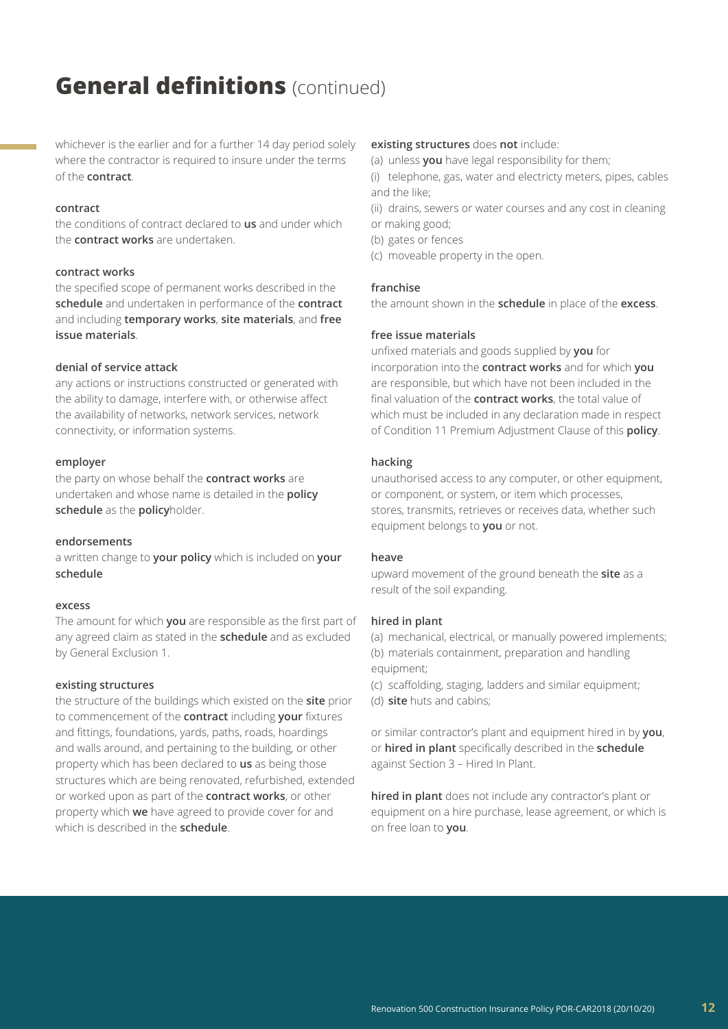# General definitions (continued)

whichever is the earlier and for a further 14 day period solely where the contractor is required to insure under the terms of the **contract**.

**contract**

the conditions of contract declared to **us** and under which the **contract works** are undertaken.

**contract works**

the specified scope of permanent works described in the **schedule** and undertaken in performance of the **contract** and including **temporary works**, **site materials**, and **free issue materials**.

**denial of service attack**

any actions or instructions constructed or generated with the ability to damage, interfere with, or otherwise affect the availability of networks, network services, network connectivity, or information systems.

**employer**

the party on whose behalf the **contract works** are undertaken and whose name is detailed in the **policy schedule** as the **policy**holder.

**endorsements**

a written change to **your policy** which is included on **your schedule**

**excess**

The amount for which **you** are responsible as the first part of any agreed claim as stated in the **schedule** and as excluded by General Exclusion 1.

**existing structures**

the structure of the buildings which existed on the **site** prior to commencement of the **contract** including **your** fixtures and fittings, foundations, yards, paths, roads, hoardings and walls around, and pertaining to the building, or other property which has been declared to **us** as being those structures which are being renovated, refurbished, extended or worked upon as part of the **contract works**, or other property which **we** have agreed to provide cover for and which is described in the **schedule**.

**existing structures** does **not** include:

(a) unless **you** have legal responsibility for them;

(i) telephone, gas, water and electricty meters, pipes, cables and the like;

(ii) drains, sewers or water courses and any cost in cleaning or making good;

(b) gates or fences

(c) moveable property in the open.

**franchise**

the amount shown in the **schedule** in place of the **excess**.

**free issue materials**

unfixed materials and goods supplied by **you** for incorporation into the **contract works** and for which **you** are responsible, but which have not been included in the final valuation of the **contract works**, the total value of which must be included in any declaration made in respect of Condition 11 Premium Adjustment Clause of this **policy**.

**hacking**

unauthorised access to any computer, or other equipment, or component, or system, or item which processes, stores, transmits, retrieves or receives data, whether such equipment belongs to **you** or not.

**heave**

upward movement of the ground beneath the **site** as a result of the soil expanding.

**hired in plant**

(a) mechanical, electrical, or manually powered implements;

(b) materials containment, preparation and handling equipment;

(c) scaffolding, staging, ladders and similar equipment;

(d) **site** huts and cabins;

or similar contractor's plant and equipment hired in by **you**, or **hired in plant** specifically described in the **schedule** against Section 3 – Hired In Plant.

**hired in plant** does not include any contractor's plant or equipment on a hire purchase, lease agreement, or which is on free loan to **you**.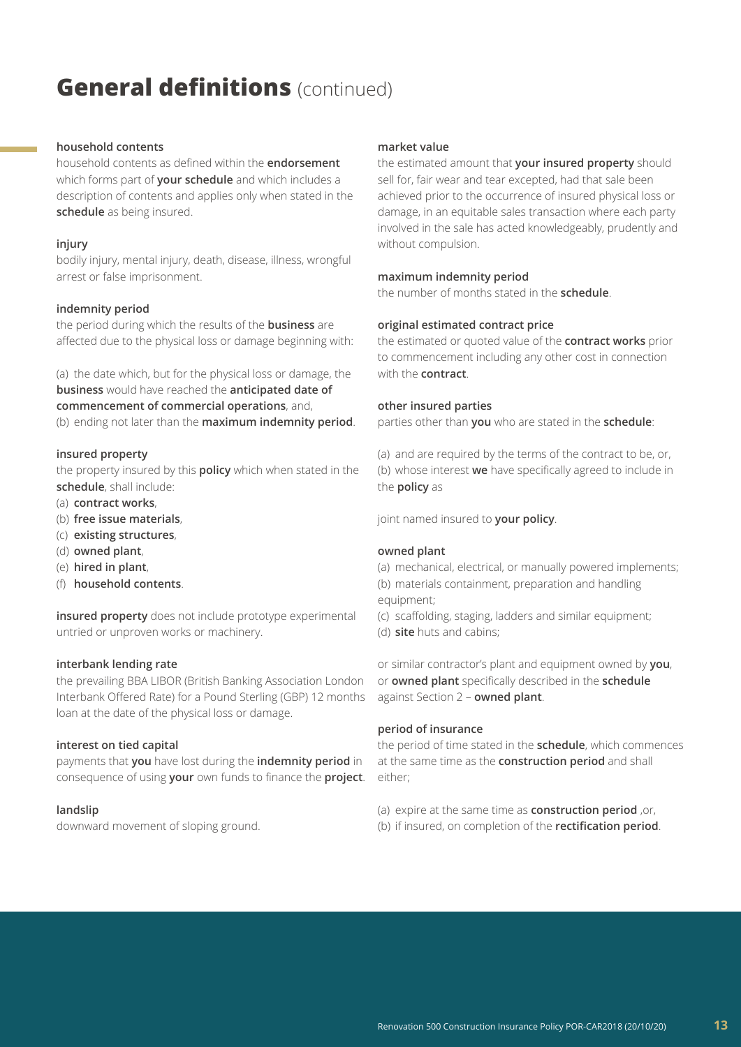# General definitions (continued)

**household contents**

household contents as defined within the **endorsement** which forms part of **your schedule** and which includes a description of contents and applies only when stated in the **schedule** as being insured.

**injury**

bodily injury, mental injury, death, disease, illness, wrongful arrest or false imprisonment.

**indemnity period**

the period during which the results of the **business** are affected due to the physical loss or damage beginning with:

(a) the date which, but for the physical loss or damage, the **business** would have reached the **anticipated date of commencement of commercial operations**, and,
(b) ending not later than the **maximum indemnity period**.

**insured property**

the property insured by this **policy** which when stated in the **schedule**, shall include:

(a) **contract works**,
(b) **free issue materials**,
(c) **existing structures**,
(d) **owned plant**,
(e) **hired in plant**,
(f) **household contents**.

**insured property** does not include prototype experimental untried or unproven works or machinery.

**interbank lending rate**

the prevailing BBA LIBOR (British Banking Association London Interbank Offered Rate) for a Pound Sterling (GBP) 12 months loan at the date of the physical loss or damage.

**interest on tied capital**

payments that **you** have lost during the **indemnity period** in consequence of using **your** own funds to finance the **project**.

**landslip**

downward movement of sloping ground.

**market value**

the estimated amount that **your insured property** should sell for, fair wear and tear excepted, had that sale been achieved prior to the occurrence of insured physical loss or damage, in an equitable sales transaction where each party involved in the sale has acted knowledgeably, prudently and without compulsion.

**maximum indemnity period**

the number of months stated in the **schedule**.

**original estimated contract price**

the estimated or quoted value of the **contract works** prior to commencement including any other cost in connection with the **contract**.

**other insured parties**

parties other than **you** who are stated in the **schedule**:

(a) and are required by the terms of the contract to be, or,
(b) whose interest **we** have specifically agreed to include in the **policy** as

joint named insured to **your policy**.

**owned plant**

(a) mechanical, electrical, or manually powered implements;
(b) materials containment, preparation and handling equipment;
(c) scaffolding, staging, ladders and similar equipment;
(d) **site** huts and cabins;

or similar contractor's plant and equipment owned by **you**, or **owned plant** specifically described in the **schedule** against Section 2 – **owned plant**.

**period of insurance**

the period of time stated in the **schedule**, which commences at the same time as the **construction period** and shall either;

(a) expire at the same time as **construction period** ,or,
(b) if insured, on completion of the **rectification period**.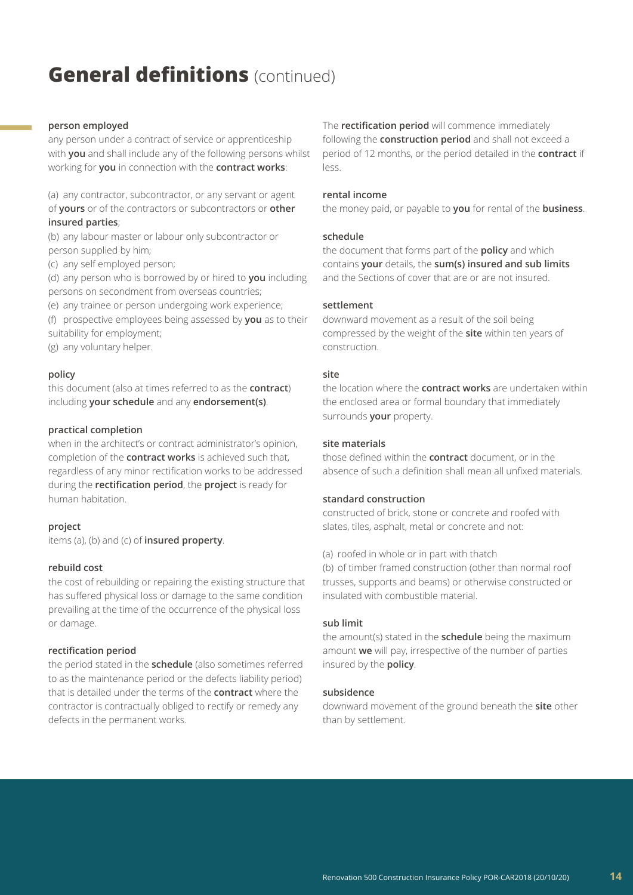# **General definitions** (continued)

**person employed**
any person under a contract of service or apprenticeship with **you** and shall include any of the following persons whilst working for **you** in connection with the **contract works**:

(a) any contractor, subcontractor, or any servant or agent of **yours** or of the contractors or subcontractors or **other insured parties**;
(b) any labour master or labour only subcontractor or person supplied by him;
(c) any self employed person;
(d) any person who is borrowed by or hired to **you** including persons on secondment from overseas countries;
(e) any trainee or person undergoing work experience;
(f) prospective employees being assessed by **you** as to their suitability for employment;
(g) any voluntary helper.

**policy**
this document (also at times referred to as the **contract**) including **your schedule** and any **endorsement(s)**.

**practical completion**
when in the architect's or contract administrator's opinion, completion of the **contract works** is achieved such that, regardless of any minor rectification works to be addressed during the **rectification period**, the **project** is ready for human habitation.

**project**
items (a), (b) and (c) of **insured property**.

**rebuild cost**
the cost of rebuilding or repairing the existing structure that has suffered physical loss or damage to the same condition prevailing at the time of the occurrence of the physical loss or damage.

**rectification period**
the period stated in the **schedule** (also sometimes referred to as the maintenance period or the defects liability period) that is detailed under the terms of the **contract** where the contractor is contractually obliged to rectify or remedy any defects in the permanent works.

The **rectification period** will commence immediately following the **construction period** and shall not exceed a period of 12 months, or the period detailed in the **contract** if less.

**rental income**
the money paid, or payable to **you** for rental of the **business**.

**schedule**
the document that forms part of the **policy** and which contains **your** details, the **sum(s) insured and sub limits** and the Sections of cover that are or are not insured.

**settlement**
downward movement as a result of the soil being compressed by the weight of the **site** within ten years of construction.

**site**
the location where the **contract works** are undertaken within the enclosed area or formal boundary that immediately surrounds **your** property.

**site materials**
those defined within the **contract** document, or in the absence of such a definition shall mean all unfixed materials.

**standard construction**
constructed of brick, stone or concrete and roofed with slates, tiles, asphalt, metal or concrete and not:

(a) roofed in whole or in part with thatch
(b) of timber framed construction (other than normal roof trusses, supports and beams) or otherwise constructed or insulated with combustible material.

**sub limit**
the amount(s) stated in the **schedule** being the maximum amount **we** will pay, irrespective of the number of parties insured by the **policy**.

**subsidence**
downward movement of the ground beneath the **site** other than by settlement.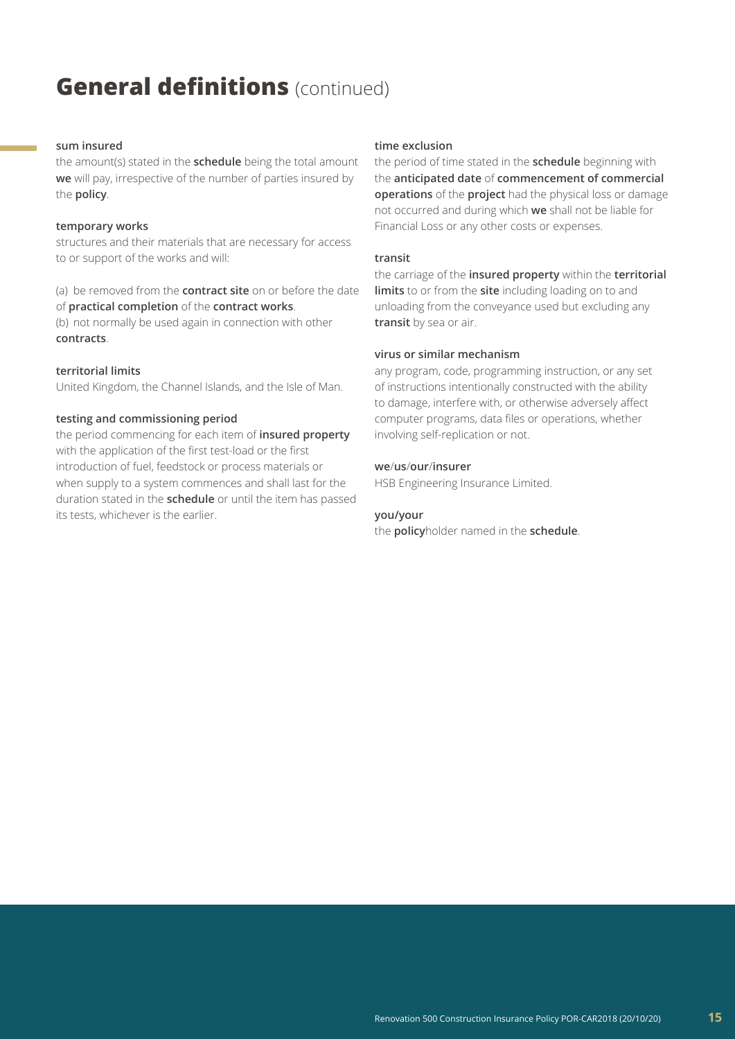# **General definitions** (continued)

**sum insured**
the amount(s) stated in the **schedule** being the total amount **we** will pay, irrespective of the number of parties insured by the **policy**.

**temporary works**
structures and their materials that are necessary for access to or support of the works and will:

(a) be removed from the **contract site** on or before the date of **practical completion** of the **contract works**.
(b) not normally be used again in connection with other **contracts**.

**territorial limits**
United Kingdom, the Channel Islands, and the Isle of Man.

**testing and commissioning period**
the period commencing for each item of **insured property** with the application of the first test-load or the first introduction of fuel, feedstock or process materials or when supply to a system commences and shall last for the duration stated in the **schedule** or until the item has passed its tests, whichever is the earlier.

**time exclusion**
the period of time stated in the **schedule** beginning with the **anticipated date** of **commencement of commercial operations** of the **project** had the physical loss or damage not occurred and during which **we** shall not be liable for Financial Loss or any other costs or expenses.

**transit**
the carriage of the **insured property** within the **territorial limits** to or from the **site** including loading on to and unloading from the conveyance used but excluding any **transit** by sea or air.

**virus or similar mechanism**
any program, code, programming instruction, or any set of instructions intentionally constructed with the ability to damage, interfere with, or otherwise adversely affect computer programs, data files or operations, whether involving self-replication or not.

**we**/**us**/**our**/**insurer**
HSB Engineering Insurance Limited.

**you/your**
the **policy**holder named in the **schedule**.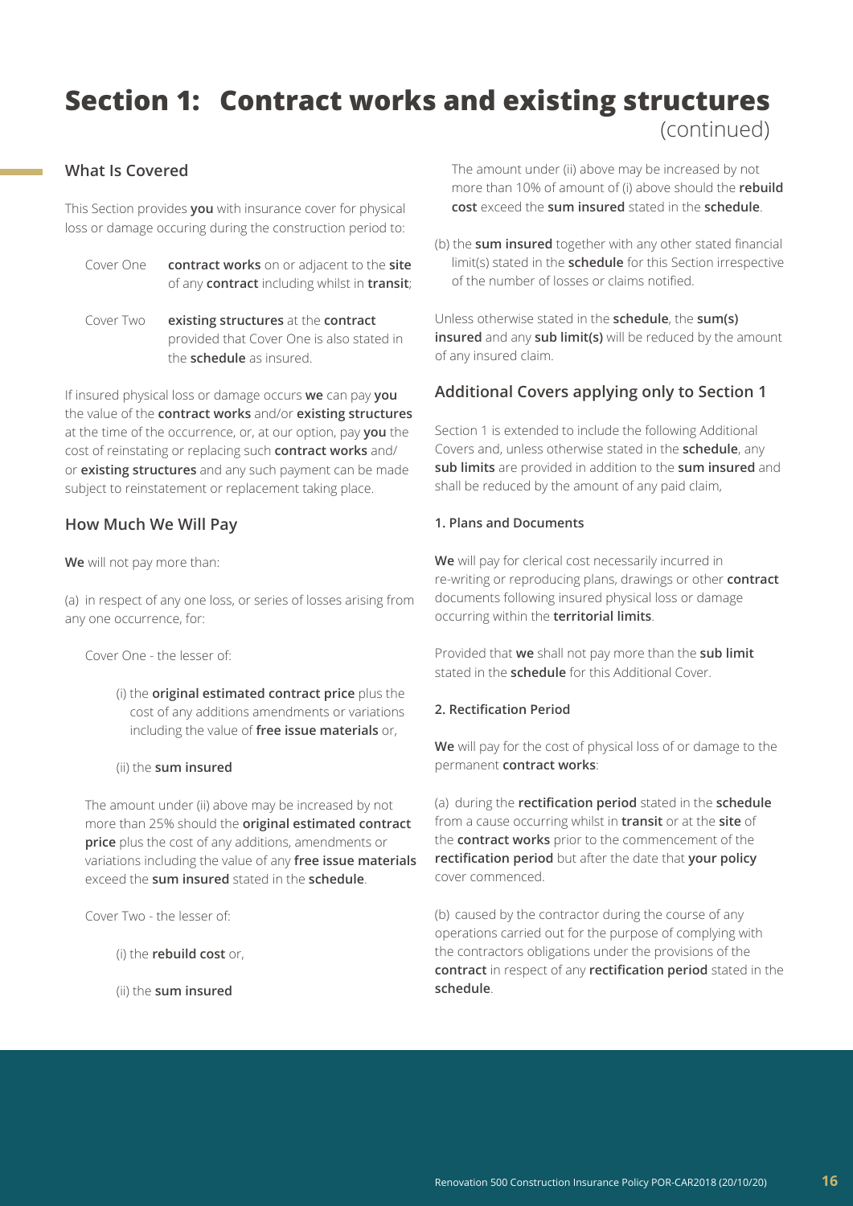# Section 1: Contract works and existing structures (continued)

## What Is Covered

This Section provides **you** with insurance cover for physical loss or damage occuring during the construction period to:

Cover One **contract works** on or adjacent to the **site** of any **contract** including whilst in **transit**;

Cover Two **existing structures** at the **contract** provided that Cover One is also stated in the **schedule** as insured.

If insured physical loss or damage occurs **we** can pay **you** the value of the **contract works** and/or **existing structures** at the time of the occurrence, or, at our option, pay **you** the cost of reinstating or replacing such **contract works** and/ or **existing structures** and any such payment can be made subject to reinstatement or replacement taking place.

## How Much We Will Pay

**We** will not pay more than:

(a) in respect of any one loss, or series of losses arising from any one occurrence, for:

Cover One - the lesser of:

(i) the **original estimated contract price** plus the cost of any additions amendments or variations including the value of **free issue materials** or,

(ii) the **sum insured**

The amount under (ii) above may be increased by not more than 25% should the **original estimated contract price** plus the cost of any additions, amendments or variations including the value of any **free issue materials** exceed the **sum insured** stated in the **schedule**.

Cover Two - the lesser of:

(i) the **rebuild cost** or,

(ii) the **sum insured**

The amount under (ii) above may be increased by not more than 10% of amount of (i) above should the **rebuild cost** exceed the **sum insured** stated in the **schedule**.

(b) the **sum insured** together with any other stated financial limit(s) stated in the **schedule** for this Section irrespective of the number of losses or claims notified.

Unless otherwise stated in the **schedule**, the **sum(s) insured** and any **sub limit(s)** will be reduced by the amount of any insured claim.

## Additional Covers applying only to Section 1

Section 1 is extended to include the following Additional Covers and, unless otherwise stated in the **schedule**, any **sub limits** are provided in addition to the **sum insured** and shall be reduced by the amount of any paid claim,

### 1. Plans and Documents

**We** will pay for clerical cost necessarily incurred in re-writing or reproducing plans, drawings or other **contract** documents following insured physical loss or damage occurring within the **territorial limits**.

Provided that **we** shall not pay more than the **sub limit** stated in the **schedule** for this Additional Cover.

### 2. Rectification Period

**We** will pay for the cost of physical loss of or damage to the permanent **contract works**:

(a) during the **rectification period** stated in the **schedule** from a cause occurring whilst in **transit** or at the **site** of the **contract works** prior to the commencement of the **rectification period** but after the date that **your policy** cover commenced.

(b) caused by the contractor during the course of any operations carried out for the purpose of complying with the contractors obligations under the provisions of the **contract** in respect of any **rectification period** stated in the **schedule**.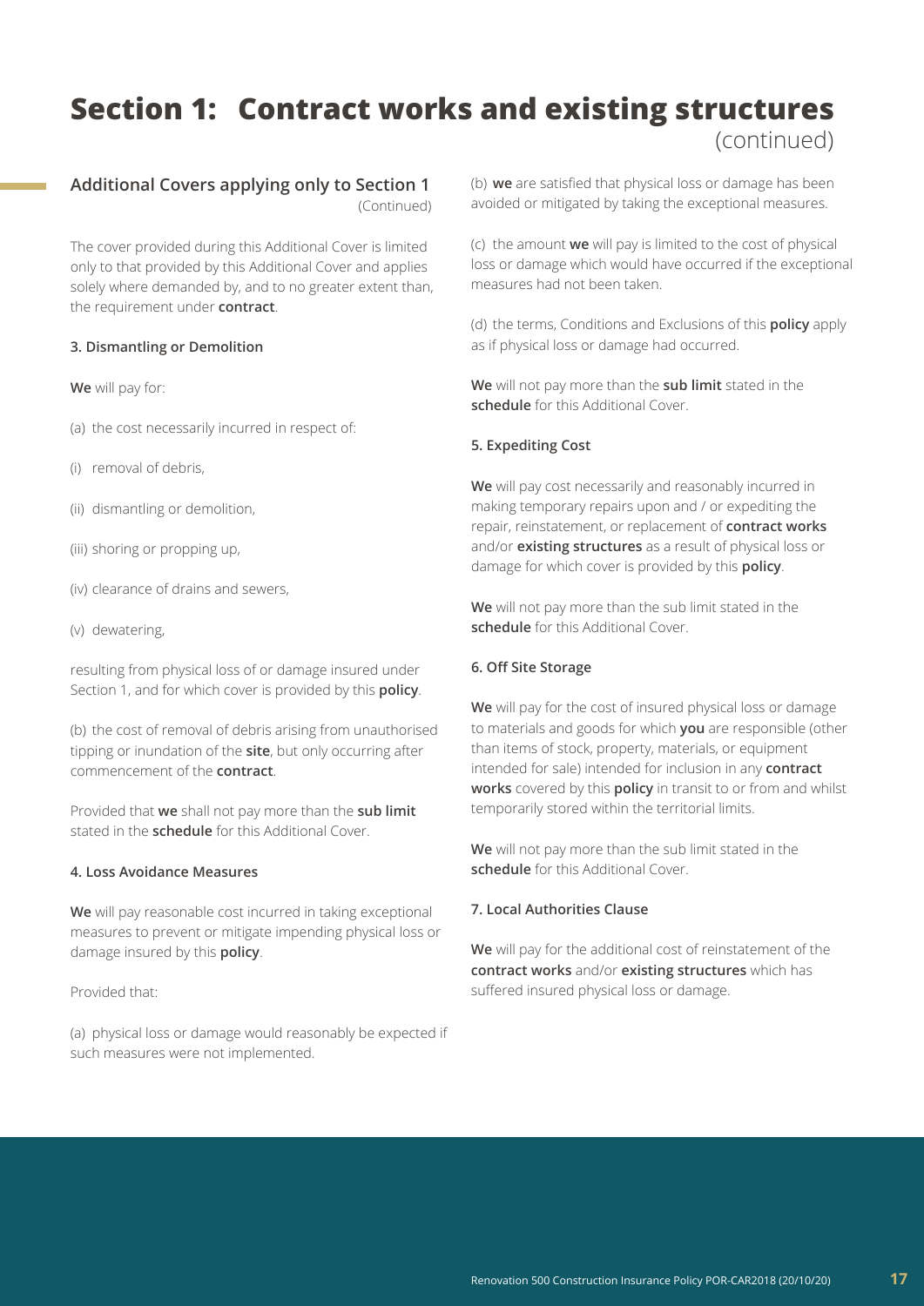# Section 1: Contract works and existing structures (continued)

## Additional Covers applying only to Section 1 (Continued)

The cover provided during this Additional Cover is limited only to that provided by this Additional Cover and applies solely where demanded by, and to no greater extent than, the requirement under **contract**.

### 3. Dismantling or Demolition

**We** will pay for:

(a) the cost necessarily incurred in respect of:

(i) removal of debris,

(ii) dismantling or demolition,

(iii) shoring or propping up,

(iv) clearance of drains and sewers,

(v) dewatering,

resulting from physical loss of or damage insured under Section 1, and for which cover is provided by this **policy**.

(b) the cost of removal of debris arising from unauthorised tipping or inundation of the **site**, but only occurring after commencement of the **contract**.

Provided that **we** shall not pay more than the **sub limit** stated in the **schedule** for this Additional Cover.

### 4. Loss Avoidance Measures

**We** will pay reasonable cost incurred in taking exceptional measures to prevent or mitigate impending physical loss or damage insured by this **policy**.

Provided that:

(a) physical loss or damage would reasonably be expected if such measures were not implemented.

(b) **we** are satisfied that physical loss or damage has been avoided or mitigated by taking the exceptional measures.

(c) the amount **we** will pay is limited to the cost of physical loss or damage which would have occurred if the exceptional measures had not been taken.

(d) the terms, Conditions and Exclusions of this **policy** apply as if physical loss or damage had occurred.

**We** will not pay more than the **sub limit** stated in the **schedule** for this Additional Cover.

### 5. Expediting Cost

**We** will pay cost necessarily and reasonably incurred in making temporary repairs upon and / or expediting the repair, reinstatement, or replacement of **contract works** and/or **existing structures** as a result of physical loss or damage for which cover is provided by this **policy**.

**We** will not pay more than the sub limit stated in the **schedule** for this Additional Cover.

### 6. Off Site Storage

**We** will pay for the cost of insured physical loss or damage to materials and goods for which **you** are responsible (other than items of stock, property, materials, or equipment intended for sale) intended for inclusion in any **contract works** covered by this **policy** in transit to or from and whilst temporarily stored within the territorial limits.

**We** will not pay more than the sub limit stated in the **schedule** for this Additional Cover.

### 7. Local Authorities Clause

**We** will pay for the additional cost of reinstatement of the **contract works** and/or **existing structures** which has suffered insured physical loss or damage.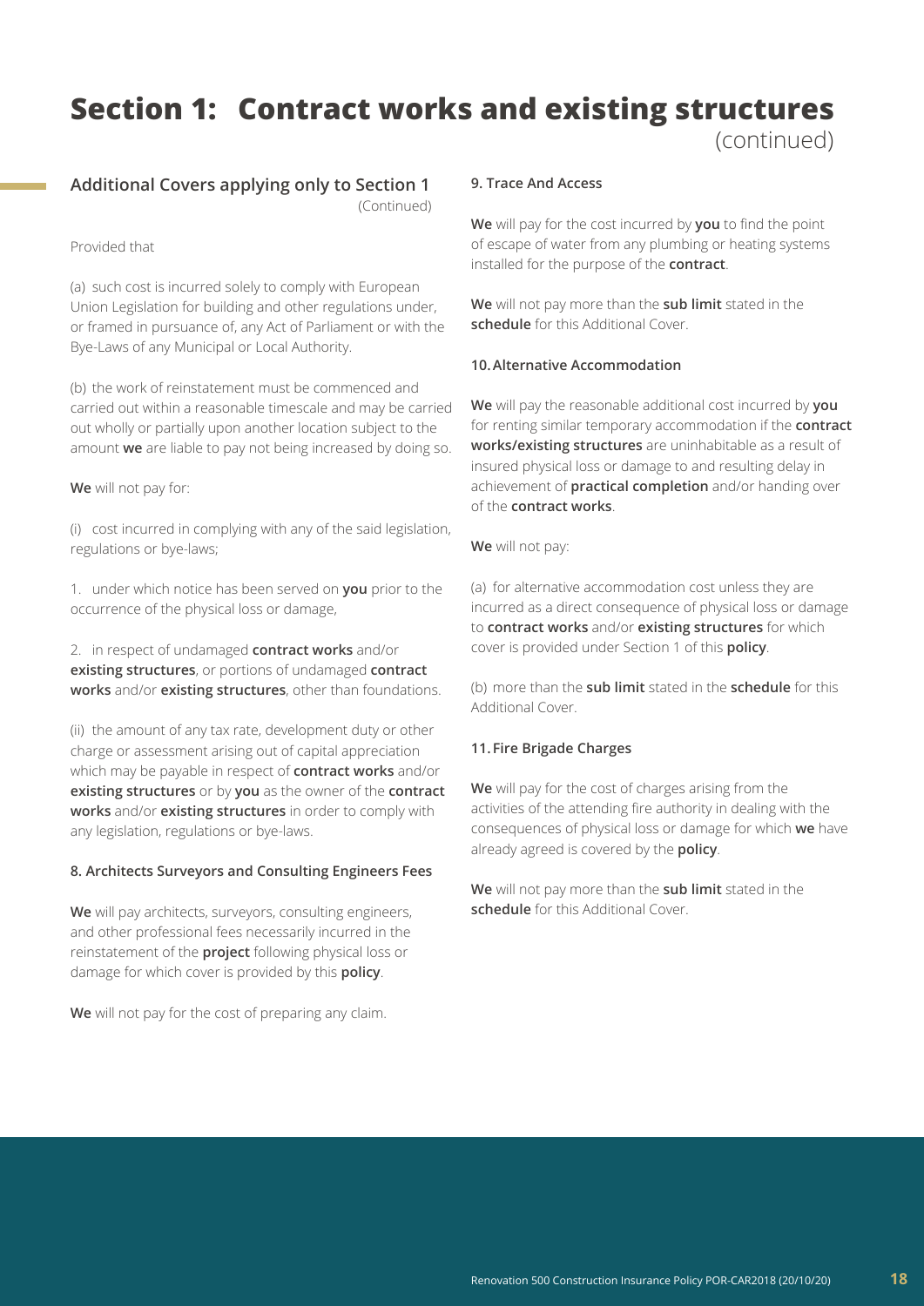# Section 1: Contract works and existing structures (continued)

## Additional Covers applying only to Section 1 (Continued)

Provided that

(a) such cost is incurred solely to comply with European Union Legislation for building and other regulations under, or framed in pursuance of, any Act of Parliament or with the Bye-Laws of any Municipal or Local Authority.

(b) the work of reinstatement must be commenced and carried out within a reasonable timescale and may be carried out wholly or partially upon another location subject to the amount **we** are liable to pay not being increased by doing so.

**We** will not pay for:

(i) cost incurred in complying with any of the said legislation, regulations or bye-laws;

1. under which notice has been served on **you** prior to the occurrence of the physical loss or damage,

2. in respect of undamaged **contract works** and/or **existing structures**, or portions of undamaged **contract works** and/or **existing structures**, other than foundations.

(ii) the amount of any tax rate, development duty or other charge or assessment arising out of capital appreciation which may be payable in respect of **contract works** and/or **existing structures** or by **you** as the owner of the **contract works** and/or **existing structures** in order to comply with any legislation, regulations or bye-laws.

### 8. Architects Surveyors and Consulting Engineers Fees

**We** will pay architects, surveyors, consulting engineers, and other professional fees necessarily incurred in the reinstatement of the **project** following physical loss or damage for which cover is provided by this **policy**.

**We** will not pay for the cost of preparing any claim.

### 9. Trace And Access

**We** will pay for the cost incurred by **you** to find the point of escape of water from any plumbing or heating systems installed for the purpose of the **contract**.

**We** will not pay more than the **sub limit** stated in the **schedule** for this Additional Cover.

### 10. Alternative Accommodation

**We** will pay the reasonable additional cost incurred by **you** for renting similar temporary accommodation if the **contract works/existing structures** are uninhabitable as a result of insured physical loss or damage to and resulting delay in achievement of **practical completion** and/or handing over of the **contract works**.

**We** will not pay:

(a) for alternative accommodation cost unless they are incurred as a direct consequence of physical loss or damage to **contract works** and/or **existing structures** for which cover is provided under Section 1 of this **policy**.

(b) more than the **sub limit** stated in the **schedule** for this Additional Cover.

### 11. Fire Brigade Charges

**We** will pay for the cost of charges arising from the activities of the attending fire authority in dealing with the consequences of physical loss or damage for which **we** have already agreed is covered by the **policy**.

**We** will not pay more than the **sub limit** stated in the **schedule** for this Additional Cover.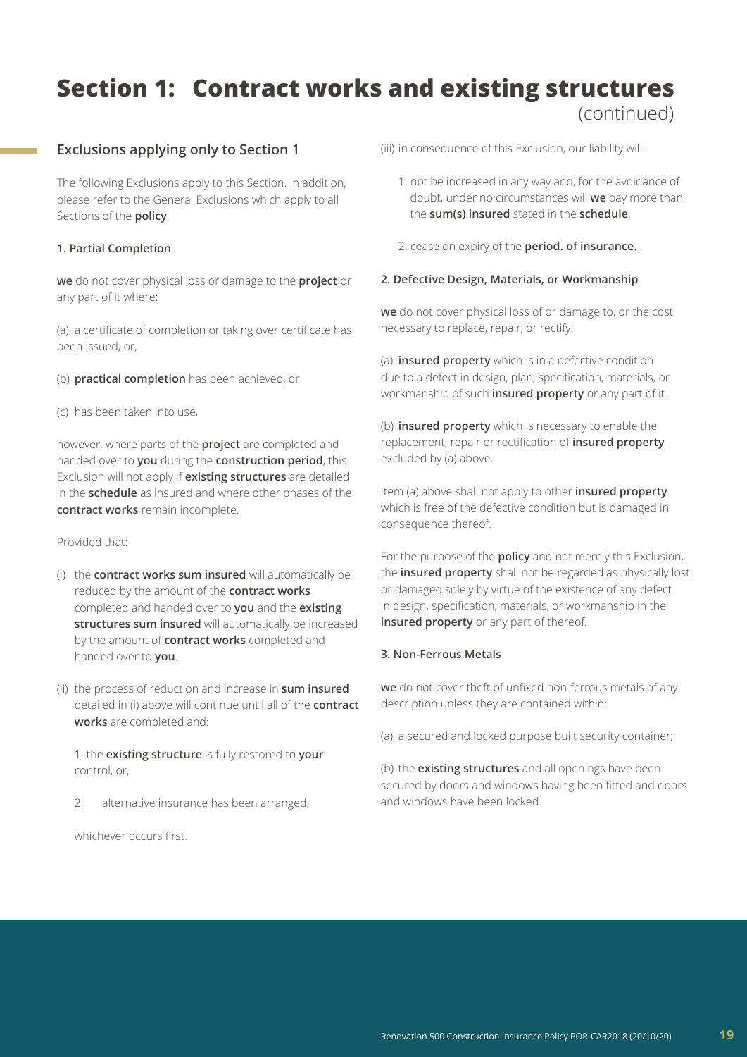# Section 1: Contract works and existing structures (continued)

## Exclusions applying only to Section 1

The following Exclusions apply to this Section. In addition, please refer to the General Exclusions which apply to all Sections of the **policy**.

### 1. Partial Completion

**we** do not cover physical loss or damage to the **project** or any part of it where:

(a) a certificate of completion or taking over certificate has been issued, or,

(b) **practical completion** has been achieved, or

(c) has been taken into use,

however, where parts of the **project** are completed and handed over to **you** during the **construction period**, this Exclusion will not apply if **existing structures** are detailed in the **schedule** as insured and where other phases of the **contract works** remain incomplete.

Provided that:

(i) the **contract works sum insured** will automatically be reduced by the amount of the **contract works** completed and handed over to **you** and the **existing structures sum insured** will automatically be increased by the amount of **contract works** completed and handed over to **you**.

(ii) the process of reduction and increase in **sum insured** detailed in (i) above will continue until all of the **contract works** are completed and:

1. the **existing structure** is fully restored to **your** control, or,
2. alternative insurance has been arranged,

whichever occurs first.

(iii) in consequence of this Exclusion, our liability will:

1. not be increased in any way and, for the avoidance of doubt, under no circumstances will **we** pay more than the **sum(s) insured** stated in the **schedule**.
2. cease on expiry of the **period. of insurance.** .

### 2. Defective Design, Materials, or Workmanship

**we** do not cover physical loss of or damage to, or the cost necessary to replace, repair, or rectify:

(a) **insured property** which is in a defective condition due to a defect in design, plan, specification, materials, or workmanship of such **insured property** or any part of it.

(b) **insured property** which is necessary to enable the replacement, repair or rectification of **insured property** excluded by (a) above.

Item (a) above shall not apply to other **insured property** which is free of the defective condition but is damaged in consequence thereof.

For the purpose of the **policy** and not merely this Exclusion, the **insured property** shall not be regarded as physically lost or damaged solely by virtue of the existence of any defect in design, specification, materials, or workmanship in the **insured property** or any part of thereof.

### 3. Non-Ferrous Metals

**we** do not cover theft of unfixed non-ferrous metals of any description unless they are contained within:

(a) a secured and locked purpose built security container;

(b) the **existing structures** and all openings have been secured by doors and windows having been fitted and doors and windows have been locked.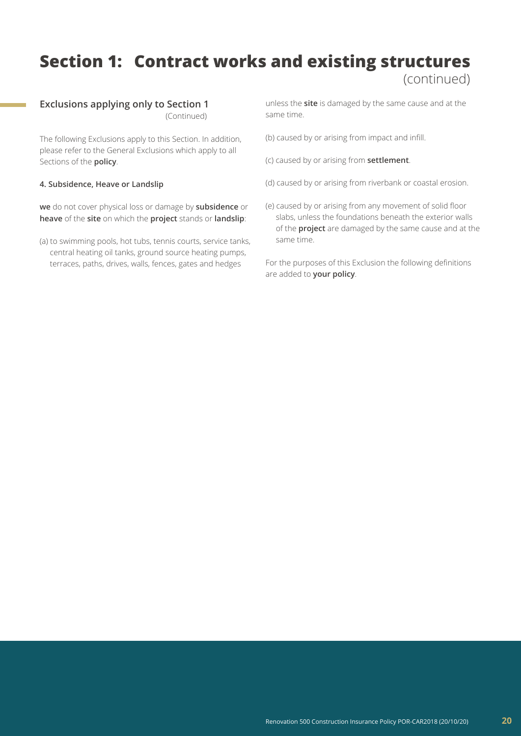# Section 1: Contract works and existing structures (continued)

## Exclusions applying only to Section 1 (Continued)

The following Exclusions apply to this Section. In addition, please refer to the General Exclusions which apply to all Sections of the **policy**.

**4. Subsidence, Heave or Landslip**

**we** do not cover physical loss or damage by **subsidence** or **heave** of the **site** on which the **project** stands or **landslip**:

(a) to swimming pools, hot tubs, tennis courts, service tanks, central heating oil tanks, ground source heating pumps, terraces, paths, drives, walls, fences, gates and hedges unless the **site** is damaged by the same cause and at the same time.

(b) caused by or arising from impact and infill.

(c) caused by or arising from **settlement**.

(d) caused by or arising from riverbank or coastal erosion.

(e) caused by or arising from any movement of solid floor slabs, unless the foundations beneath the exterior walls of the **project** are damaged by the same cause and at the same time.

For the purposes of this Exclusion the following definitions are added to **your policy**.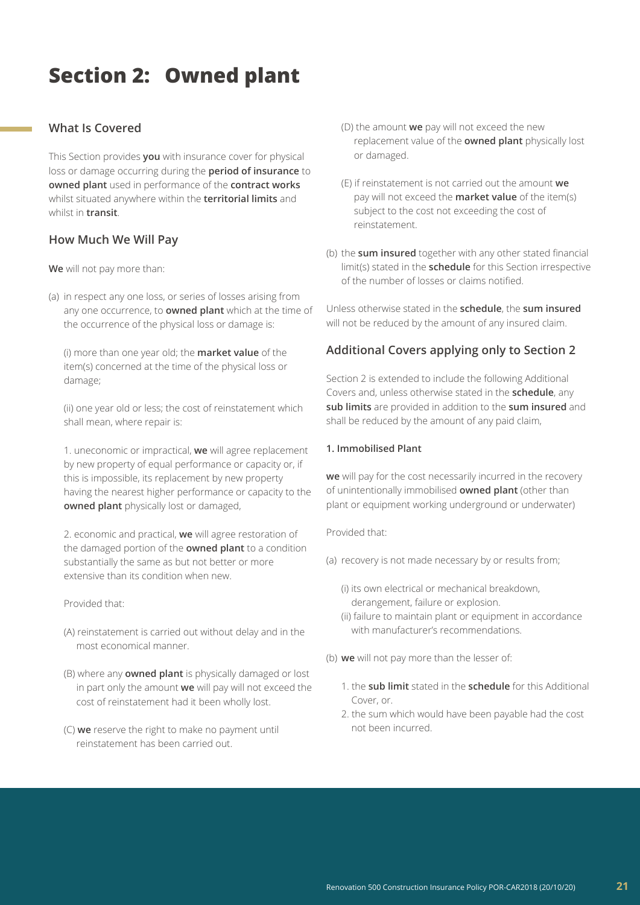# Section 2: Owned plant

## What Is Covered

This Section provides **you** with insurance cover for physical loss or damage occurring during the **period of insurance** to **owned plant** used in performance of the **contract works** whilst situated anywhere within the **territorial limits** and whilst in **transit**.

## How Much We Will Pay

**We** will not pay more than:

(a) in respect any one loss, or series of losses arising from any one occurrence, to **owned plant** which at the time of the occurrence of the physical loss or damage is:

(i) more than one year old; the **market value** of the item(s) concerned at the time of the physical loss or damage;

(ii) one year old or less; the cost of reinstatement which shall mean, where repair is:

1. uneconomic or impractical, **we** will agree replacement by new property of equal performance or capacity or, if this is impossible, its replacement by new property having the nearest higher performance or capacity to the **owned plant** physically lost or damaged,

2. economic and practical, **we** will agree restoration of the damaged portion of the **owned plant** to a condition substantially the same as but not better or more extensive than its condition when new.

Provided that:

(A) reinstatement is carried out without delay and in the most economical manner.

(B) where any **owned plant** is physically damaged or lost in part only the amount **we** will pay will not exceed the cost of reinstatement had it been wholly lost.

(C) **we** reserve the right to make no payment until reinstatement has been carried out.

(D) the amount **we** pay will not exceed the new replacement value of the **owned plant** physically lost or damaged.

(E) if reinstatement is not carried out the amount **we** pay will not exceed the **market value** of the item(s) subject to the cost not exceeding the cost of reinstatement.

(b) the **sum insured** together with any other stated financial limit(s) stated in the **schedule** for this Section irrespective of the number of losses or claims notified.

Unless otherwise stated in the **schedule**, the **sum insured** will not be reduced by the amount of any insured claim.

## Additional Covers applying only to Section 2

Section 2 is extended to include the following Additional Covers and, unless otherwise stated in the **schedule**, any **sub limits** are provided in addition to the **sum insured** and shall be reduced by the amount of any paid claim,

### 1. Immobilised Plant

**we** will pay for the cost necessarily incurred in the recovery of unintentionally immobilised **owned plant** (other than plant or equipment working underground or underwater)

Provided that:

(a) recovery is not made necessary by or results from;

(i) its own electrical or mechanical breakdown, derangement, failure or explosion.

(ii) failure to maintain plant or equipment in accordance with manufacturer's recommendations.

(b) **we** will not pay more than the lesser of:

1. the **sub limit** stated in the **schedule** for this Additional Cover, or.
2. the sum which would have been payable had the cost not been incurred.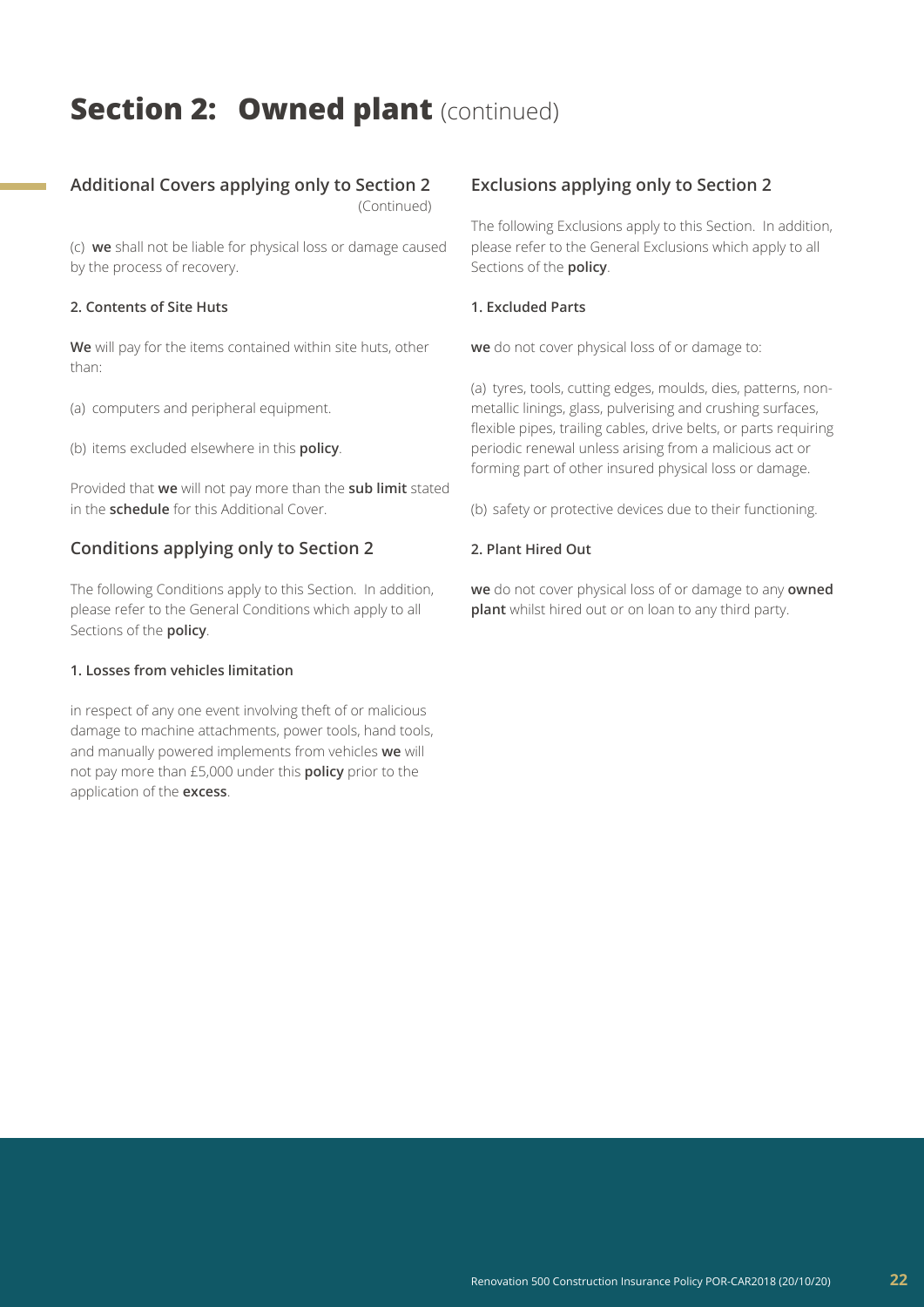# Section 2: Owned plant (continued)

## Additional Covers applying only to Section 2

(Continued)

(c) **we** shall not be liable for physical loss or damage caused by the process of recovery.

### 2. Contents of Site Huts

**We** will pay for the items contained within site huts, other than:

(a) computers and peripheral equipment.

(b) items excluded elsewhere in this **policy**.

Provided that **we** will not pay more than the **sub limit** stated in the **schedule** for this Additional Cover.

## Conditions applying only to Section 2

The following Conditions apply to this Section. In addition, please refer to the General Conditions which apply to all Sections of the **policy**.

### 1. Losses from vehicles limitation

in respect of any one event involving theft of or malicious damage to machine attachments, power tools, hand tools, and manually powered implements from vehicles **we** will not pay more than £5,000 under this **policy** prior to the application of the **excess**.

## Exclusions applying only to Section 2

The following Exclusions apply to this Section. In addition, please refer to the General Exclusions which apply to all Sections of the **policy**.

### 1. Excluded Parts

**we** do not cover physical loss of or damage to:

(a) tyres, tools, cutting edges, moulds, dies, patterns, non-metallic linings, glass, pulverising and crushing surfaces, flexible pipes, trailing cables, drive belts, or parts requiring periodic renewal unless arising from a malicious act or forming part of other insured physical loss or damage.

(b) safety or protective devices due to their functioning.

### 2. Plant Hired Out

**we** do not cover physical loss of or damage to any **owned plant** whilst hired out or on loan to any third party.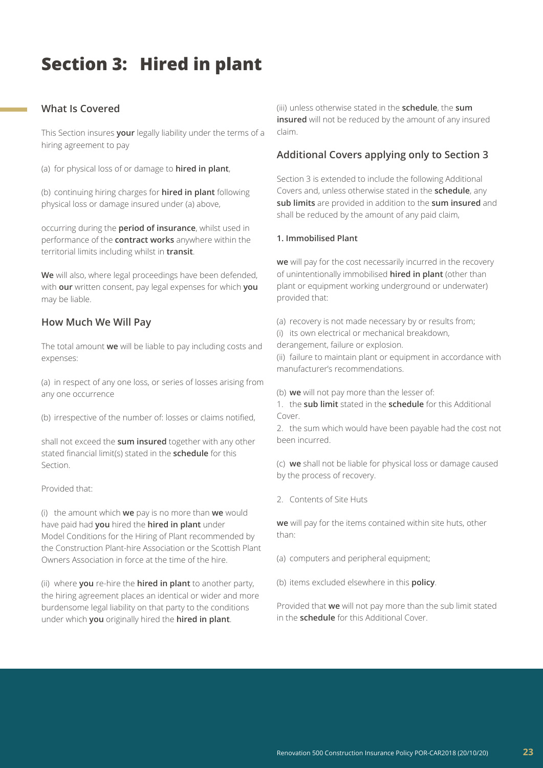# Section 3: Hired in plant

## What Is Covered

This Section insures **your** legally liability under the terms of a hiring agreement to pay

(a) for physical loss of or damage to **hired in plant**,

(b) continuing hiring charges for **hired in plant** following physical loss or damage insured under (a) above,

occurring during the **period of insurance**, whilst used in performance of the **contract works** anywhere within the territorial limits including whilst in **transit**.

**We** will also, where legal proceedings have been defended, with **our** written consent, pay legal expenses for which **you** may be liable.

## How Much We Will Pay

The total amount **we** will be liable to pay including costs and expenses:

(a) in respect of any one loss, or series of losses arising from any one occurrence

(b) irrespective of the number of: losses or claims notified,

shall not exceed the **sum insured** together with any other stated financial limit(s) stated in the **schedule** for this Section.

Provided that:

(i) the amount which **we** pay is no more than **we** would have paid had **you** hired the **hired in plant** under Model Conditions for the Hiring of Plant recommended by the Construction Plant-hire Association or the Scottish Plant Owners Association in force at the time of the hire.

(ii) where **you** re-hire the **hired in plant** to another party, the hiring agreement places an identical or wider and more burdensome legal liability on that party to the conditions under which **you** originally hired the **hired in plant**.

(iii) unless otherwise stated in the **schedule**, the **sum insured** will not be reduced by the amount of any insured claim.

## Additional Covers applying only to Section 3

Section 3 is extended to include the following Additional Covers and, unless otherwise stated in the **schedule**, any **sub limits** are provided in addition to the **sum insured** and shall be reduced by the amount of any paid claim,

**1. Immobilised Plant**

**we** will pay for the cost necessarily incurred in the recovery of unintentionally immobilised **hired in plant** (other than plant or equipment working underground or underwater) provided that:

(a) recovery is not made necessary by or results from;
(i) its own electrical or mechanical breakdown, derangement, failure or explosion.
(ii) failure to maintain plant or equipment in accordance with manufacturer's recommendations.

(b) **we** will not pay more than the lesser of:
1. the **sub limit** stated in the **schedule** for this Additional Cover.
2. the sum which would have been payable had the cost not been incurred.

(c) **we** shall not be liable for physical loss or damage caused by the process of recovery.

2. Contents of Site Huts

**we** will pay for the items contained within site huts, other than:

(a) computers and peripheral equipment;

(b) items excluded elsewhere in this **policy**.

Provided that **we** will not pay more than the sub limit stated in the **schedule** for this Additional Cover.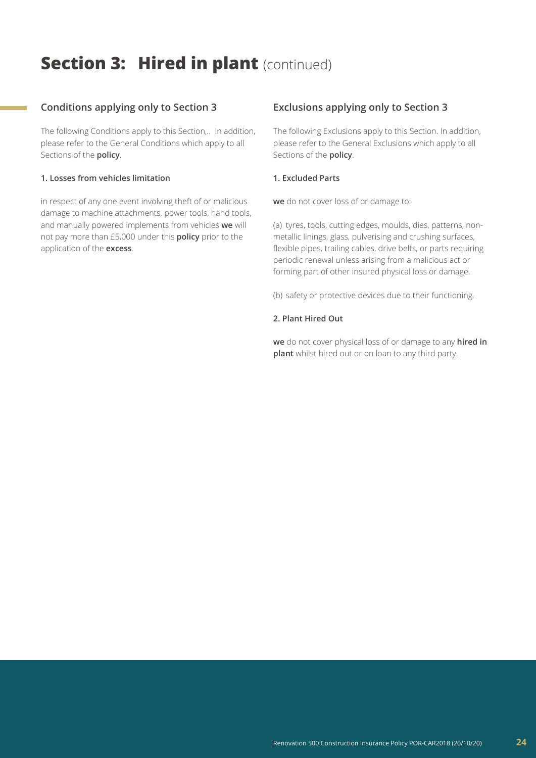# **Section 3: Hired in plant** (continued)

## Conditions applying only to Section 3

The following Conditions apply to this Section,.. In addition, please refer to the General Conditions which apply to all Sections of the **policy**.

### 1. Losses from vehicles limitation

in respect of any one event involving theft of or malicious damage to machine attachments, power tools, hand tools, and manually powered implements from vehicles **we** will not pay more than £5,000 under this **policy** prior to the application of the **excess**.

## Exclusions applying only to Section 3

The following Exclusions apply to this Section. In addition, please refer to the General Exclusions which apply to all Sections of the **policy**.

### 1. Excluded Parts

**we** do not cover loss of or damage to:

(a) tyres, tools, cutting edges, moulds, dies, patterns, non-metallic linings, glass, pulverising and crushing surfaces, flexible pipes, trailing cables, drive belts, or parts requiring periodic renewal unless arising from a malicious act or forming part of other insured physical loss or damage.

(b) safety or protective devices due to their functioning.

### 2. Plant Hired Out

**we** do not cover physical loss of or damage to any **hired in plant** whilst hired out or on loan to any third party.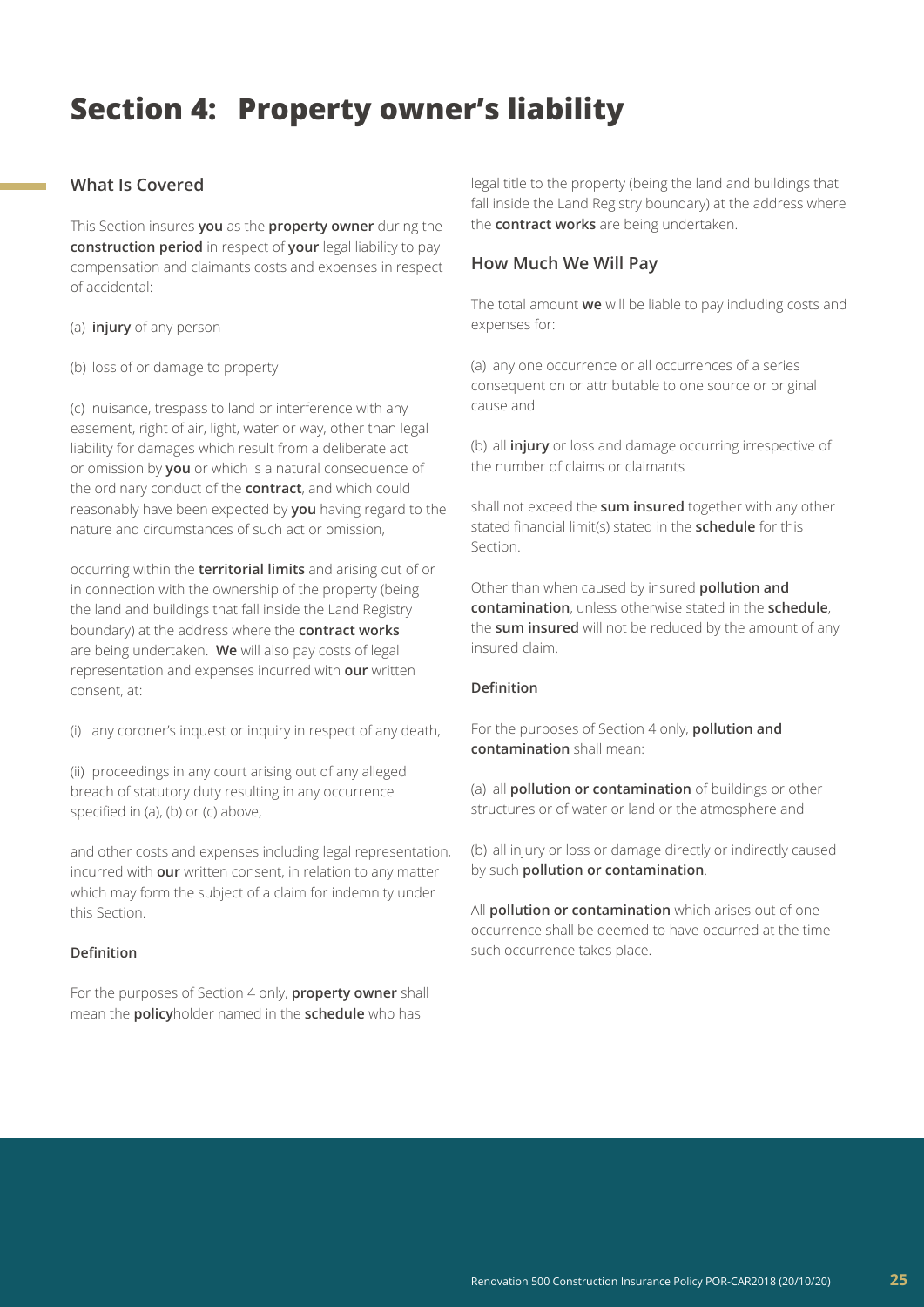# Section 4: Property owner's liability

## What Is Covered

This Section insures **you** as the **property owner** during the **construction period** in respect of **your** legal liability to pay compensation and claimants costs and expenses in respect of accidental:

(a) **injury** of any person

(b) loss of or damage to property

(c) nuisance, trespass to land or interference with any easement, right of air, light, water or way, other than legal liability for damages which result from a deliberate act or omission by **you** or which is a natural consequence of the ordinary conduct of the **contract**, and which could reasonably have been expected by **you** having regard to the nature and circumstances of such act or omission,

occurring within the **territorial limits** and arising out of or in connection with the ownership of the property (being the land and buildings that fall inside the Land Registry boundary) at the address where the **contract works** are being undertaken. **We** will also pay costs of legal representation and expenses incurred with **our** written consent, at:

(i) any coroner's inquest or inquiry in respect of any death,

(ii) proceedings in any court arising out of any alleged breach of statutory duty resulting in any occurrence specified in (a), (b) or (c) above,

and other costs and expenses including legal representation, incurred with **our** written consent, in relation to any matter which may form the subject of a claim for indemnity under this Section.

#### Definition

For the purposes of Section 4 only, **property owner** shall mean the **policy**holder named in the **schedule** who has legal title to the property (being the land and buildings that fall inside the Land Registry boundary) at the address where the **contract works** are being undertaken.

## How Much We Will Pay

The total amount **we** will be liable to pay including costs and expenses for:

(a) any one occurrence or all occurrences of a series consequent on or attributable to one source or original cause and

(b) all **injury** or loss and damage occurring irrespective of the number of claims or claimants

shall not exceed the **sum insured** together with any other stated financial limit(s) stated in the **schedule** for this Section.

Other than when caused by insured **pollution and contamination**, unless otherwise stated in the **schedule**, the **sum insured** will not be reduced by the amount of any insured claim.

#### Definition

For the purposes of Section 4 only, **pollution and contamination** shall mean:

(a) all **pollution or contamination** of buildings or other structures or of water or land or the atmosphere and

(b) all injury or loss or damage directly or indirectly caused by such **pollution or contamination**.

All **pollution or contamination** which arises out of one occurrence shall be deemed to have occurred at the time such occurrence takes place.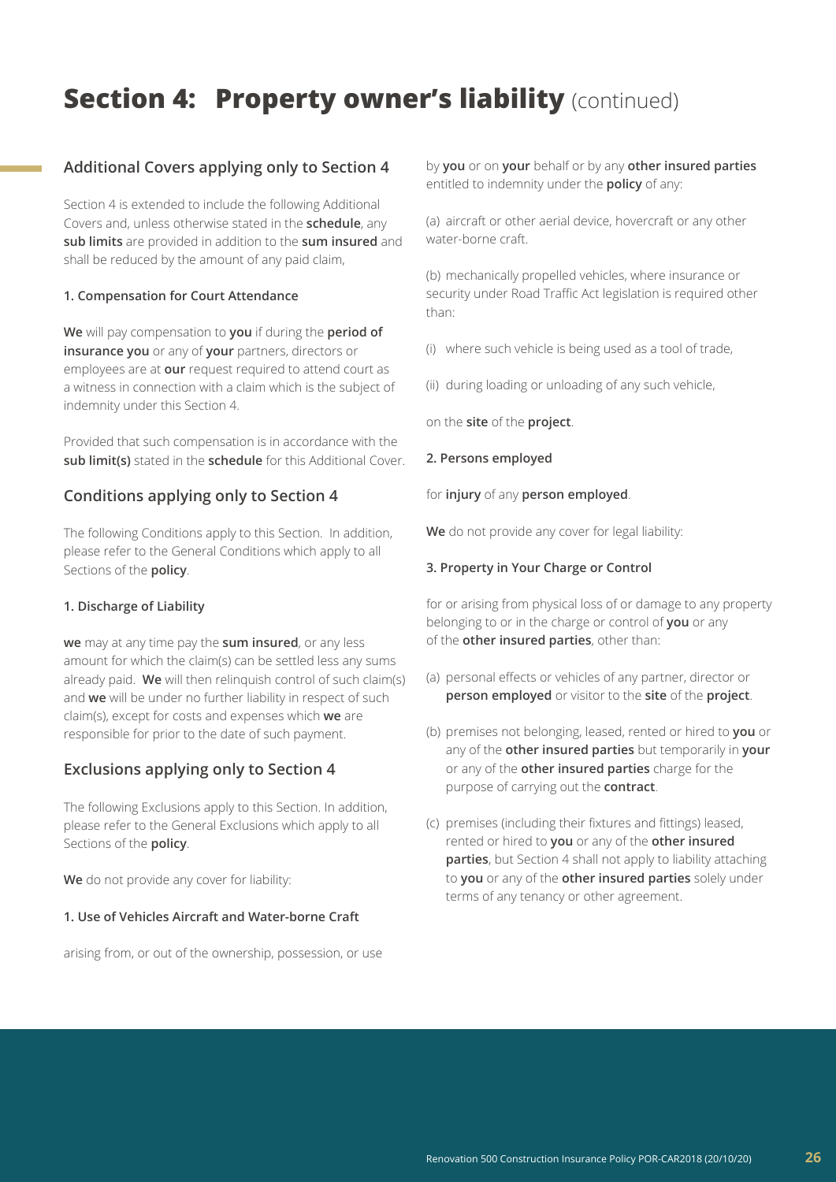# Section 4: Property owner's liability (continued)

## Additional Covers applying only to Section 4

Section 4 is extended to include the following Additional Covers and, unless otherwise stated in the **schedule**, any **sub limits** are provided in addition to the **sum insured** and shall be reduced by the amount of any paid claim,

### 1. Compensation for Court Attendance

**We** will pay compensation to **you** if during the **period of insurance you** or any of **your** partners, directors or employees are at **our** request required to attend court as a witness in connection with a claim which is the subject of indemnity under this Section 4.

Provided that such compensation is in accordance with the **sub limit(s)** stated in the **schedule** for this Additional Cover.

## Conditions applying only to Section 4

The following Conditions apply to this Section. In addition, please refer to the General Conditions which apply to all Sections of the **policy**.

### 1. Discharge of Liability

**we** may at any time pay the **sum insured**, or any less amount for which the claim(s) can be settled less any sums already paid. **We** will then relinquish control of such claim(s) and **we** will be under no further liability in respect of such claim(s), except for costs and expenses which **we** are responsible for prior to the date of such payment.

## Exclusions applying only to Section 4

The following Exclusions apply to this Section. In addition, please refer to the General Exclusions which apply to all Sections of the **policy**.

**We** do not provide any cover for liability:

### 1. Use of Vehicles Aircraft and Water-borne Craft

arising from, or out of the ownership, possession, or use by **you** or on **your** behalf or by any **other insured parties** entitled to indemnity under the **policy** of any:

(a) aircraft or other aerial device, hovercraft or any other water-borne craft.

(b) mechanically propelled vehicles, where insurance or security under Road Traffic Act legislation is required other than:

(i) where such vehicle is being used as a tool of trade,

(ii) during loading or unloading of any such vehicle,

on the **site** of the **project**.

### 2. Persons employed

for **injury** of any **person employed**.

**We** do not provide any cover for legal liability:

### 3. Property in Your Charge or Control

for or arising from physical loss of or damage to any property belonging to or in the charge or control of **you** or any of the **other insured parties**, other than:

(a) personal effects or vehicles of any partner, director or **person employed** or visitor to the **site** of the **project**.

(b) premises not belonging, leased, rented or hired to **you** or any of the **other insured parties** but temporarily in **your** or any of the **other insured parties** charge for the purpose of carrying out the **contract**.

(c) premises (including their fixtures and fittings) leased, rented or hired to **you** or any of the **other insured parties**, but Section 4 shall not apply to liability attaching to **you** or any of the **other insured parties** solely under terms of any tenancy or other agreement.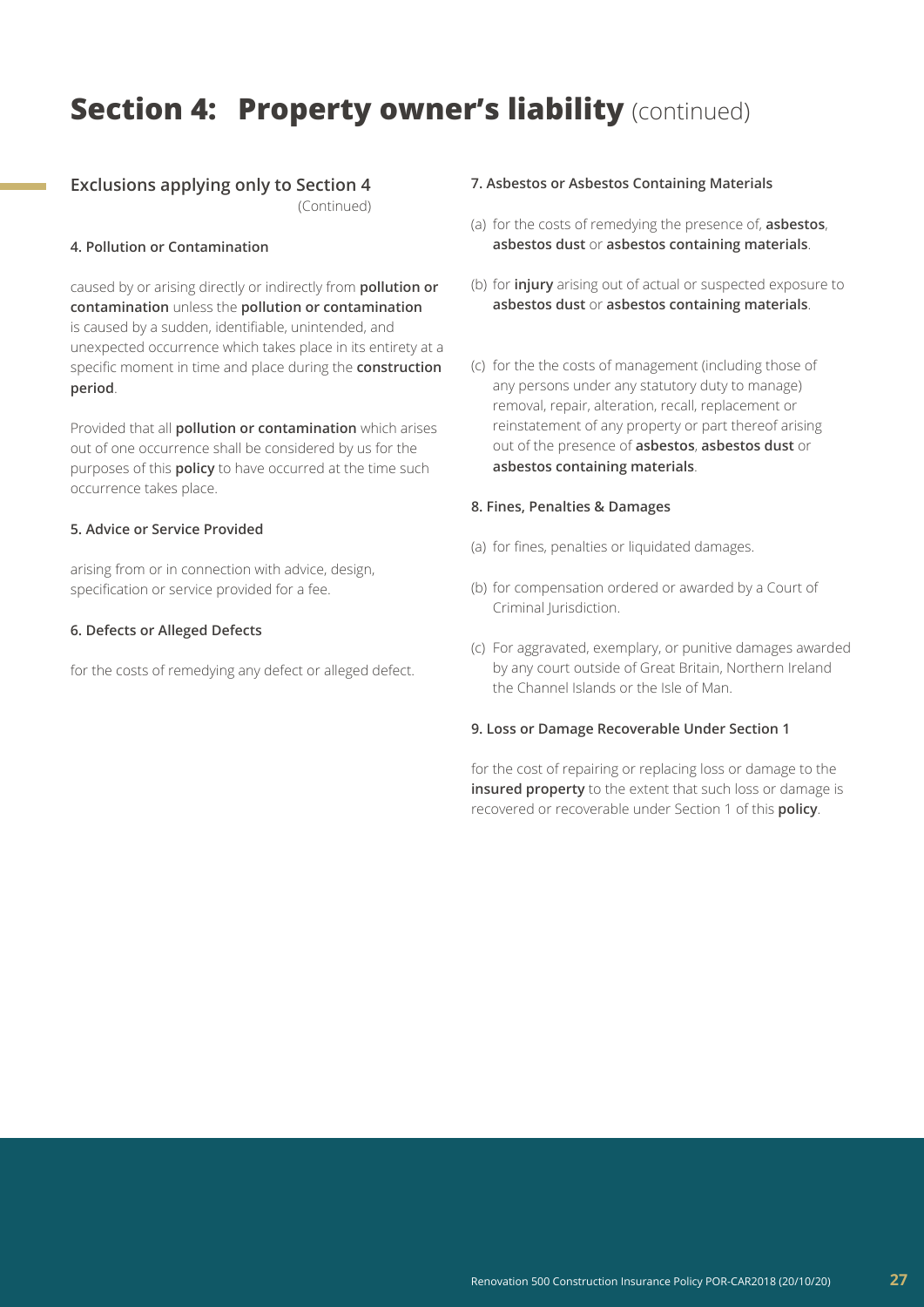# Section 4: Property owner's liability (continued)

## Exclusions applying only to Section 4

(Continued)

### 4. Pollution or Contamination

caused by or arising directly or indirectly from **pollution or contamination** unless the **pollution or contamination** is caused by a sudden, identifiable, unintended, and unexpected occurrence which takes place in its entirety at a specific moment in time and place during the **construction period**.

Provided that all **pollution or contamination** which arises out of one occurrence shall be considered by us for the purposes of this **policy** to have occurred at the time such occurrence takes place.

### 5. Advice or Service Provided

arising from or in connection with advice, design, specification or service provided for a fee.

### 6. Defects or Alleged Defects

for the costs of remedying any defect or alleged defect.

### 7. Asbestos or Asbestos Containing Materials

(a) for the costs of remedying the presence of, **asbestos**, **asbestos dust** or **asbestos containing materials**.

(b) for **injury** arising out of actual or suspected exposure to **asbestos dust** or **asbestos containing materials**.

(c) for the the costs of management (including those of any persons under any statutory duty to manage) removal, repair, alteration, recall, replacement or reinstatement of any property or part thereof arising out of the presence of **asbestos**, **asbestos dust** or **asbestos containing materials**.

### 8. Fines, Penalties & Damages

(a) for fines, penalties or liquidated damages.

(b) for compensation ordered or awarded by a Court of Criminal Jurisdiction.

(c) For aggravated, exemplary, or punitive damages awarded by any court outside of Great Britain, Northern Ireland the Channel Islands or the Isle of Man.

### 9. Loss or Damage Recoverable Under Section 1

for the cost of repairing or replacing loss or damage to the **insured property** to the extent that such loss or damage is recovered or recoverable under Section 1 of this **policy**.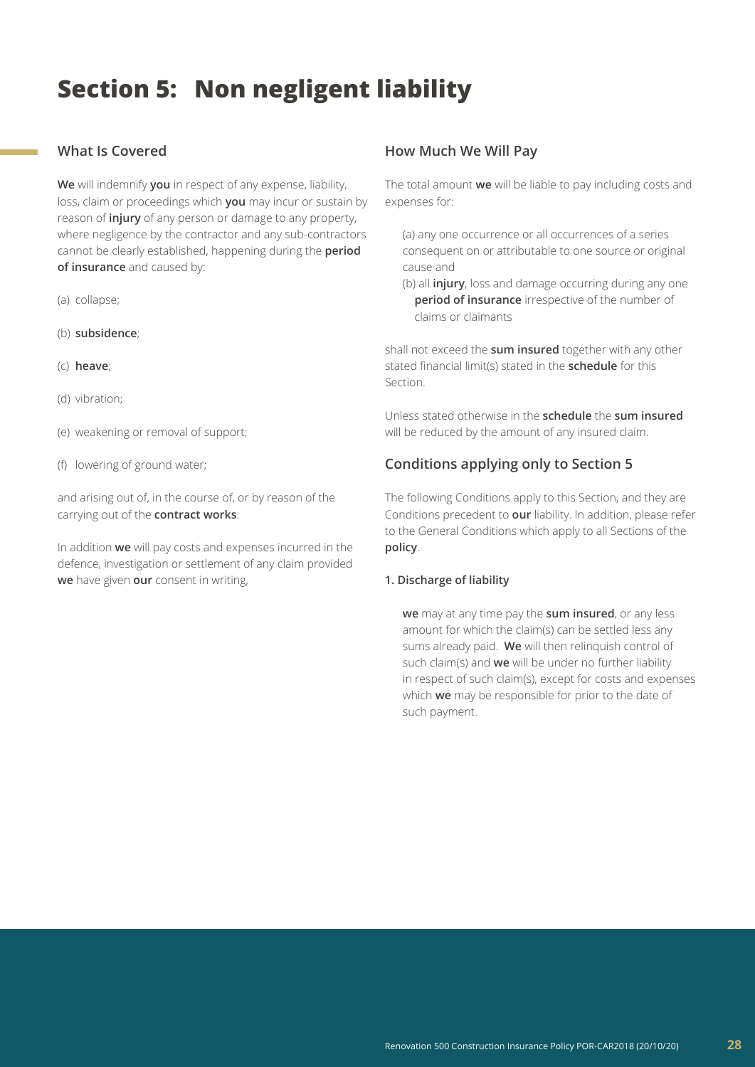# Section 5: Non negligent liability

## What Is Covered

**We** will indemnify **you** in respect of any expense, liability, loss, claim or proceedings which **you** may incur or sustain by reason of **injury** of any person or damage to any property, where negligence by the contractor and any sub-contractors cannot be clearly established, happening during the **period of insurance** and caused by:

(a) collapse;

(b) **subsidence**;

(c) **heave**;

(d) vibration;

(e) weakening or removal of support;

(f) lowering of ground water;

and arising out of, in the course of, or by reason of the carrying out of the **contract works**.

In addition **we** will pay costs and expenses incurred in the defence, investigation or settlement of any claim provided **we** have given **our** consent in writing,

## How Much We Will Pay

The total amount **we** will be liable to pay including costs and expenses for:

(a) any one occurrence or all occurrences of a series consequent on or attributable to one source or original cause and

(b) all **injury**, loss and damage occurring during any one **period of insurance** irrespective of the number of claims or claimants

shall not exceed the **sum insured** together with any other stated financial limit(s) stated in the **schedule** for this Section.

Unless stated otherwise in the **schedule** the **sum insured** will be reduced by the amount of any insured claim.

## Conditions applying only to Section 5

The following Conditions apply to this Section, and they are Conditions precedent to **our** liability. In addition, please refer to the General Conditions which apply to all Sections of the **policy**.

**1. Discharge of liability**

**we** may at any time pay the **sum insured**, or any less amount for which the claim(s) can be settled less any sums already paid. **We** will then relinquish control of such claim(s) and **we** will be under no further liability in respect of such claim(s), except for costs and expenses which **we** may be responsible for prior to the date of such payment.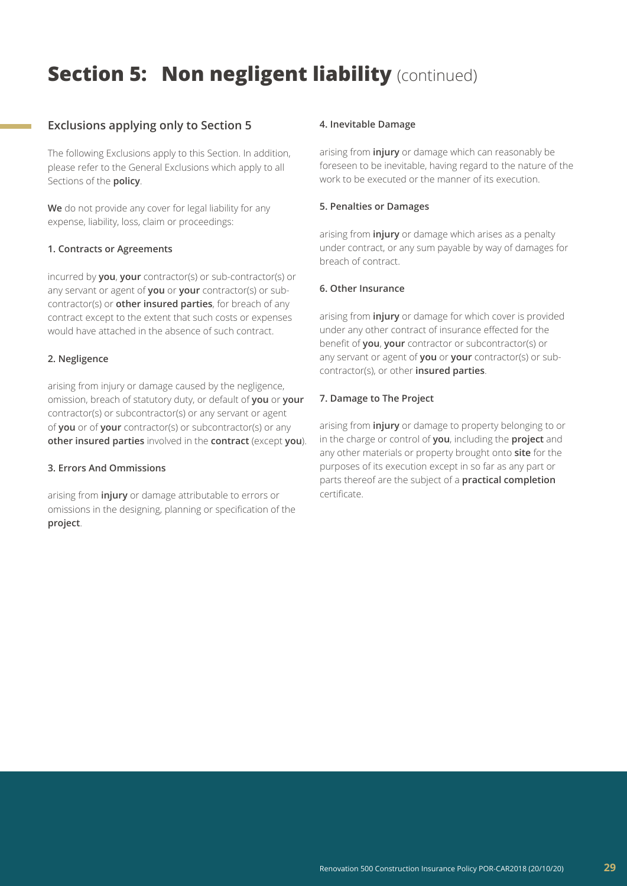# Section 5: Non negligent liability (continued)

## Exclusions applying only to Section 5

The following Exclusions apply to this Section. In addition, please refer to the General Exclusions which apply to all Sections of the **policy**.

**We** do not provide any cover for legal liability for any expense, liability, loss, claim or proceedings:

### 1. Contracts or Agreements

incurred by **you**, **your** contractor(s) or sub-contractor(s) or any servant or agent of **you** or **your** contractor(s) or sub-contractor(s) or **other insured parties**, for breach of any contract except to the extent that such costs or expenses would have attached in the absence of such contract.

### 2. Negligence

arising from injury or damage caused by the negligence, omission, breach of statutory duty, or default of **you** or **your** contractor(s) or subcontractor(s) or any servant or agent of **you** or of **your** contractor(s) or subcontractor(s) or any **other insured parties** involved in the **contract** (except **you**).

### 3. Errors And Ommissions

arising from **injury** or damage attributable to errors or omissions in the designing, planning or specification of the **project**.

### 4. Inevitable Damage

arising from **injury** or damage which can reasonably be foreseen to be inevitable, having regard to the nature of the work to be executed or the manner of its execution.

### 5. Penalties or Damages

arising from **injury** or damage which arises as a penalty under contract, or any sum payable by way of damages for breach of contract.

### 6. Other Insurance

arising from **injury** or damage for which cover is provided under any other contract of insurance effected for the benefit of **you**, **your** contractor or subcontractor(s) or any servant or agent of **you** or **your** contractor(s) or sub-contractor(s), or other **insured parties**.

### 7. Damage to The Project

arising from **injury** or damage to property belonging to or in the charge or control of **you**, including the **project** and any other materials or property brought onto **site** for the purposes of its execution except in so far as any part or parts thereof are the subject of a **practical completion** certificate.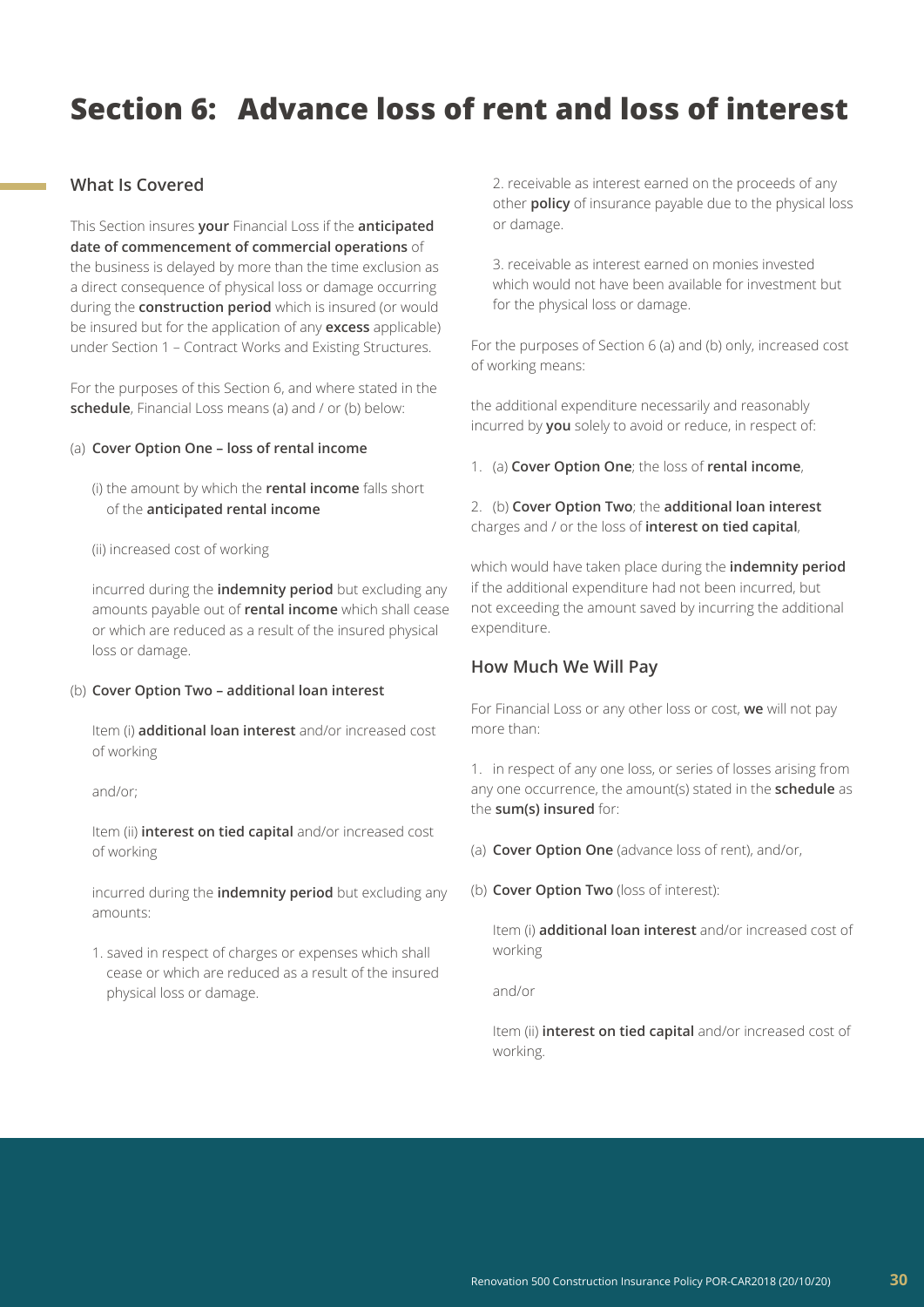# Section 6: Advance loss of rent and loss of interest

## What Is Covered

This Section insures **your** Financial Loss if the **anticipated date of commencement of commercial operations** of the business is delayed by more than the time exclusion as a direct consequence of physical loss or damage occurring during the **construction period** which is insured (or would be insured but for the application of any **excess** applicable) under Section 1 – Contract Works and Existing Structures.

For the purposes of this Section 6, and where stated in the **schedule**, Financial Loss means (a) and / or (b) below:

(a) **Cover Option One – loss of rental income**

(i) the amount by which the **rental income** falls short of the **anticipated rental income**

(ii) increased cost of working

incurred during the **indemnity period** but excluding any amounts payable out of **rental income** which shall cease or which are reduced as a result of the insured physical loss or damage.

(b) **Cover Option Two – additional loan interest**

Item (i) **additional loan interest** and/or increased cost of working

and/or;

Item (ii) **interest on tied capital** and/or increased cost of working

incurred during the **indemnity period** but excluding any amounts:

1. saved in respect of charges or expenses which shall cease or which are reduced as a result of the insured physical loss or damage.
2. receivable as interest earned on the proceeds of any other **policy** of insurance payable due to the physical loss or damage.
3. receivable as interest earned on monies invested which would not have been available for investment but for the physical loss or damage.

For the purposes of Section 6 (a) and (b) only, increased cost of working means:

the additional expenditure necessarily and reasonably incurred by **you** solely to avoid or reduce, in respect of:

1. (a) **Cover Option One**; the loss of **rental income**,
2. (b) **Cover Option Two**; the **additional loan interest** charges and / or the loss of **interest on tied capital**,

which would have taken place during the **indemnity period** if the additional expenditure had not been incurred, but not exceeding the amount saved by incurring the additional expenditure.

## How Much We Will Pay

For Financial Loss or any other loss or cost, **we** will not pay more than:

1. in respect of any one loss, or series of losses arising from any one occurrence, the amount(s) stated in the **schedule** as the **sum(s) insured** for:

(a) **Cover Option One** (advance loss of rent), and/or,

(b) **Cover Option Two** (loss of interest):

Item (i) **additional loan interest** and/or increased cost of working

and/or

Item (ii) **interest on tied capital** and/or increased cost of working.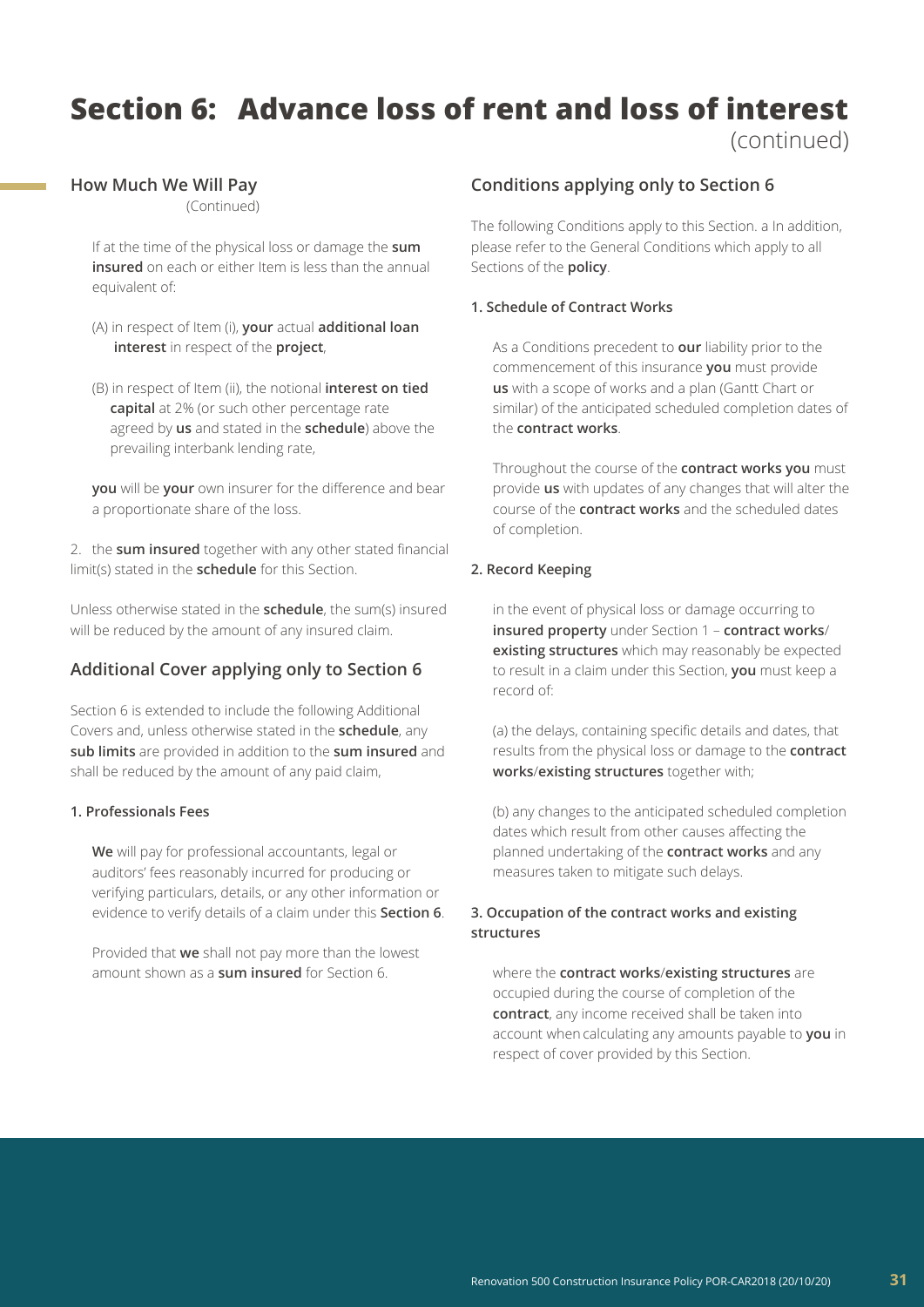# Section 6: Advance loss of rent and loss of interest (continued)

## How Much We Will Pay

(Continued)

If at the time of the physical loss or damage the **sum insured** on each or either Item is less than the annual equivalent of:

(A) in respect of Item (i), **your** actual **additional loan interest** in respect of the **project**,

(B) in respect of Item (ii), the notional **interest on tied capital** at 2% (or such other percentage rate agreed by **us** and stated in the **schedule**) above the prevailing interbank lending rate,

**you** will be **your** own insurer for the difference and bear a proportionate share of the loss.

2. the **sum insured** together with any other stated financial limit(s) stated in the **schedule** for this Section.

Unless otherwise stated in the **schedule**, the sum(s) insured will be reduced by the amount of any insured claim.

## Additional Cover applying only to Section 6

Section 6 is extended to include the following Additional Covers and, unless otherwise stated in the **schedule**, any **sub limits** are provided in addition to the **sum insured** and shall be reduced by the amount of any paid claim,

### 1. Professionals Fees

**We** will pay for professional accountants, legal or auditors' fees reasonably incurred for producing or verifying particulars, details, or any other information or evidence to verify details of a claim under this **Section 6**.

Provided that **we** shall not pay more than the lowest amount shown as a **sum insured** for Section 6.

## Conditions applying only to Section 6

The following Conditions apply to this Section. a In addition, please refer to the General Conditions which apply to all Sections of the **policy**.

### 1. Schedule of Contract Works

As a Conditions precedent to **our** liability prior to the commencement of this insurance **you** must provide **us** with a scope of works and a plan (Gantt Chart or similar) of the anticipated scheduled completion dates of the **contract works**.

Throughout the course of the **contract works you** must provide **us** with updates of any changes that will alter the course of the **contract works** and the scheduled dates of completion.

### 2. Record Keeping

in the event of physical loss or damage occurring to **insured property** under Section 1 – **contract works**/ **existing structures** which may reasonably be expected to result in a claim under this Section, **you** must keep a record of:

(a) the delays, containing specific details and dates, that results from the physical loss or damage to the **contract works**/**existing structures** together with;

(b) any changes to the anticipated scheduled completion dates which result from other causes affecting the planned undertaking of the **contract works** and any measures taken to mitigate such delays.

### 3. Occupation of the contract works and existing structures

where the **contract works**/**existing structures** are occupied during the course of completion of the **contract**, any income received shall be taken into account when calculating any amounts payable to **you** in respect of cover provided by this Section.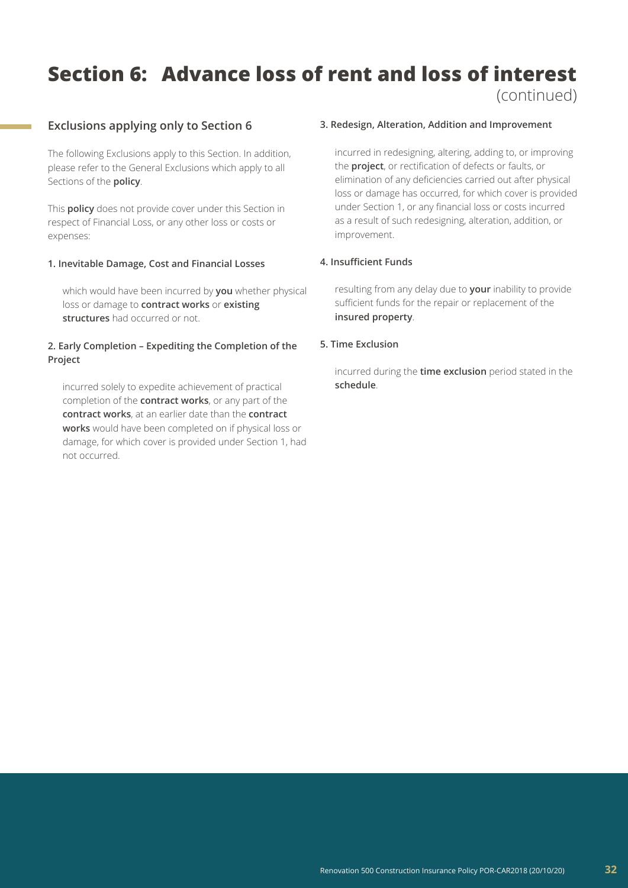# Section 6: Advance loss of rent and loss of interest (continued)

## Exclusions applying only to Section 6

The following Exclusions apply to this Section. In addition, please refer to the General Exclusions which apply to all Sections of the **policy**.

This **policy** does not provide cover under this Section in respect of Financial Loss, or any other loss or costs or expenses:

**1. Inevitable Damage, Cost and Financial Losses**

which would have been incurred by **you** whether physical loss or damage to **contract works** or **existing structures** had occurred or not.

**2. Early Completion – Expediting the Completion of the Project**

incurred solely to expedite achievement of practical completion of the **contract works**, or any part of the **contract works**, at an earlier date than the **contract works** would have been completed on if physical loss or damage, for which cover is provided under Section 1, had not occurred.

**3. Redesign, Alteration, Addition and Improvement**

incurred in redesigning, altering, adding to, or improving the **project**, or rectification of defects or faults, or elimination of any deficiencies carried out after physical loss or damage has occurred, for which cover is provided under Section 1, or any financial loss or costs incurred as a result of such redesigning, alteration, addition, or improvement.

**4. Insufficient Funds**

resulting from any delay due to **your** inability to provide sufficient funds for the repair or replacement of the **insured property**.

**5. Time Exclusion**

incurred during the **time exclusion** period stated in the **schedule**.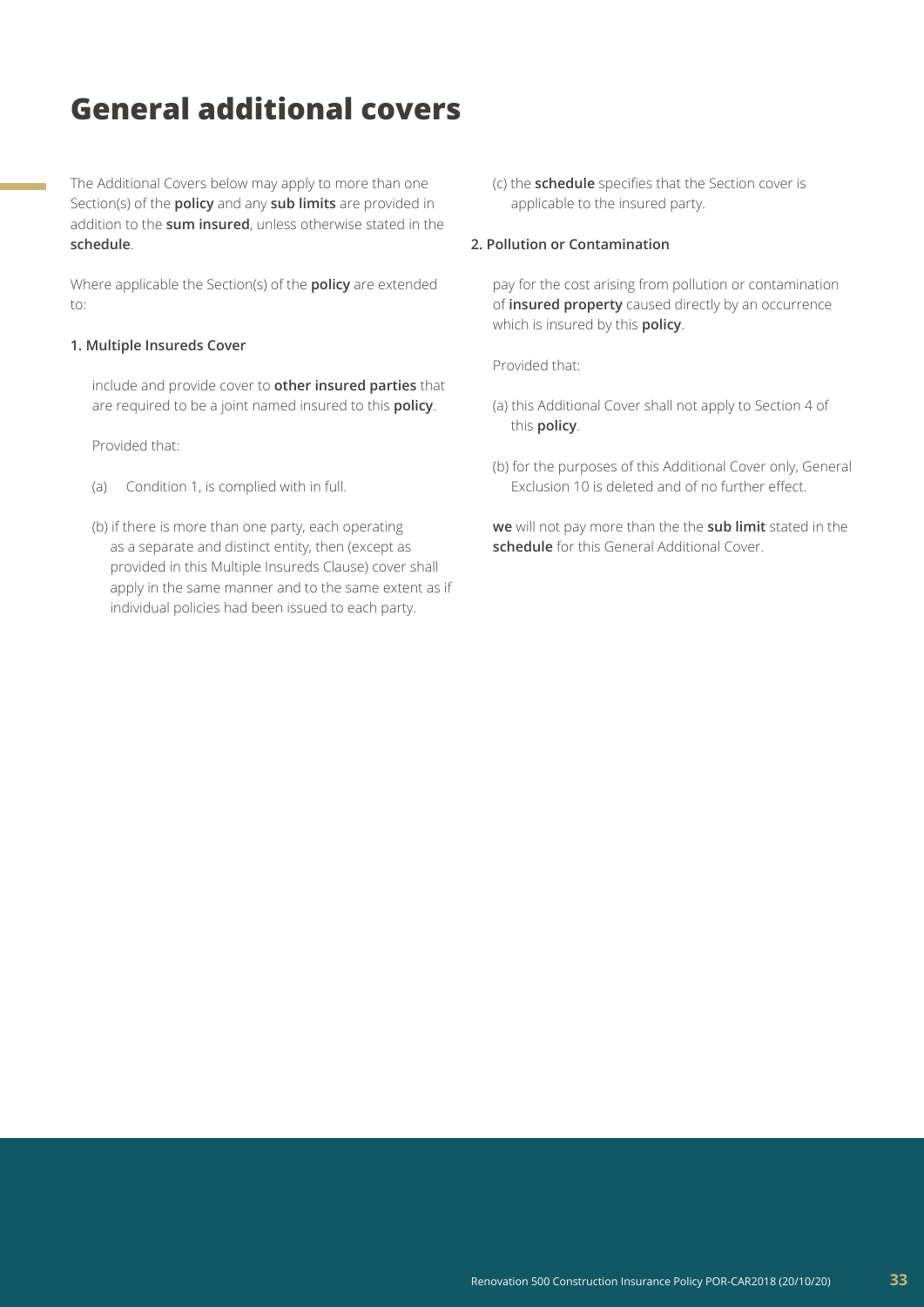# General additional covers

The Additional Covers below may apply to more than one Section(s) of the **policy** and any **sub limits** are provided in addition to the **sum insured**, unless otherwise stated in the **schedule**.

Where applicable the Section(s) of the **policy** are extended to:

**1. Multiple Insureds Cover**

include and provide cover to **other insured parties** that are required to be a joint named insured to this **policy**.

Provided that:

(a) Condition 1, is complied with in full.

(b) if there is more than one party, each operating as a separate and distinct entity, then (except as provided in this Multiple Insureds Clause) cover shall apply in the same manner and to the same extent as if individual policies had been issued to each party.

(c) the **schedule** specifies that the Section cover is applicable to the insured party.

**2. Pollution or Contamination**

pay for the cost arising from pollution or contamination of **insured property** caused directly by an occurrence which is insured by this **policy**.

Provided that:

(a) this Additional Cover shall not apply to Section 4 of this **policy**.

(b) for the purposes of this Additional Cover only, General Exclusion 10 is deleted and of no further effect.

**we** will not pay more than the the **sub limit** stated in the **schedule** for this General Additional Cover.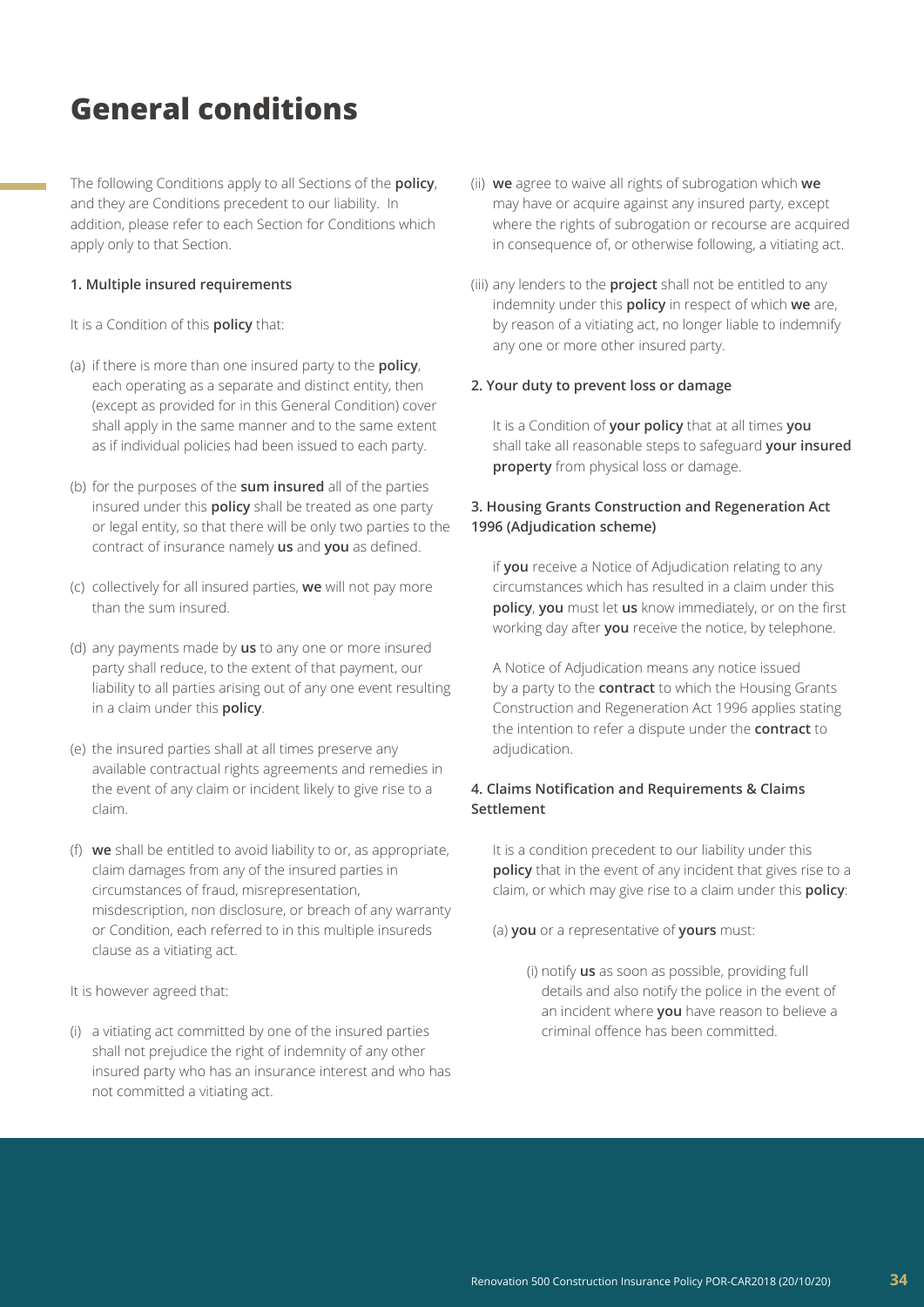# General conditions

The following Conditions apply to all Sections of the **policy**, and they are Conditions precedent to our liability. In addition, please refer to each Section for Conditions which apply only to that Section.

### 1. Multiple insured requirements

It is a Condition of this **policy** that:

(a) if there is more than one insured party to the **policy**, each operating as a separate and distinct entity, then (except as provided for in this General Condition) cover shall apply in the same manner and to the same extent as if individual policies had been issued to each party.

(b) for the purposes of the **sum insured** all of the parties insured under this **policy** shall be treated as one party or legal entity, so that there will be only two parties to the contract of insurance namely **us** and **you** as defined.

(c) collectively for all insured parties, **we** will not pay more than the sum insured.

(d) any payments made by **us** to any one or more insured party shall reduce, to the extent of that payment, our liability to all parties arising out of any one event resulting in a claim under this **policy**.

(e) the insured parties shall at all times preserve any available contractual rights agreements and remedies in the event of any claim or incident likely to give rise to a claim.

(f) **we** shall be entitled to avoid liability to or, as appropriate, claim damages from any of the insured parties in circumstances of fraud, misrepresentation, misdescription, non disclosure, or breach of any warranty or Condition, each referred to in this multiple insureds clause as a vitiating act.

It is however agreed that:

(i) a vitiating act committed by one of the insured parties shall not prejudice the right of indemnity of any other insured party who has an insurance interest and who has not committed a vitiating act.

(ii) **we** agree to waive all rights of subrogation which **we** may have or acquire against any insured party, except where the rights of subrogation or recourse are acquired in consequence of, or otherwise following, a vitiating act.

(iii) any lenders to the **project** shall not be entitled to any indemnity under this **policy** in respect of which **we** are, by reason of a vitiating act, no longer liable to indemnify any one or more other insured party.

### 2. Your duty to prevent loss or damage

It is a Condition of **your policy** that at all times **you** shall take all reasonable steps to safeguard **your insured property** from physical loss or damage.

### 3. Housing Grants Construction and Regeneration Act 1996 (Adjudication scheme)

if **you** receive a Notice of Adjudication relating to any circumstances which has resulted in a claim under this **policy**, **you** must let **us** know immediately, or on the first working day after **you** receive the notice, by telephone.

A Notice of Adjudication means any notice issued by a party to the **contract** to which the Housing Grants Construction and Regeneration Act 1996 applies stating the intention to refer a dispute under the **contract** to adjudication.

### 4. Claims Notification and Requirements & Claims Settlement

It is a condition precedent to our liability under this **policy** that in the event of any incident that gives rise to a claim, or which may give rise to a claim under this **policy**:

(a) **you** or a representative of **yours** must:

(i) notify **us** as soon as possible, providing full details and also notify the police in the event of an incident where **you** have reason to believe a criminal offence has been committed.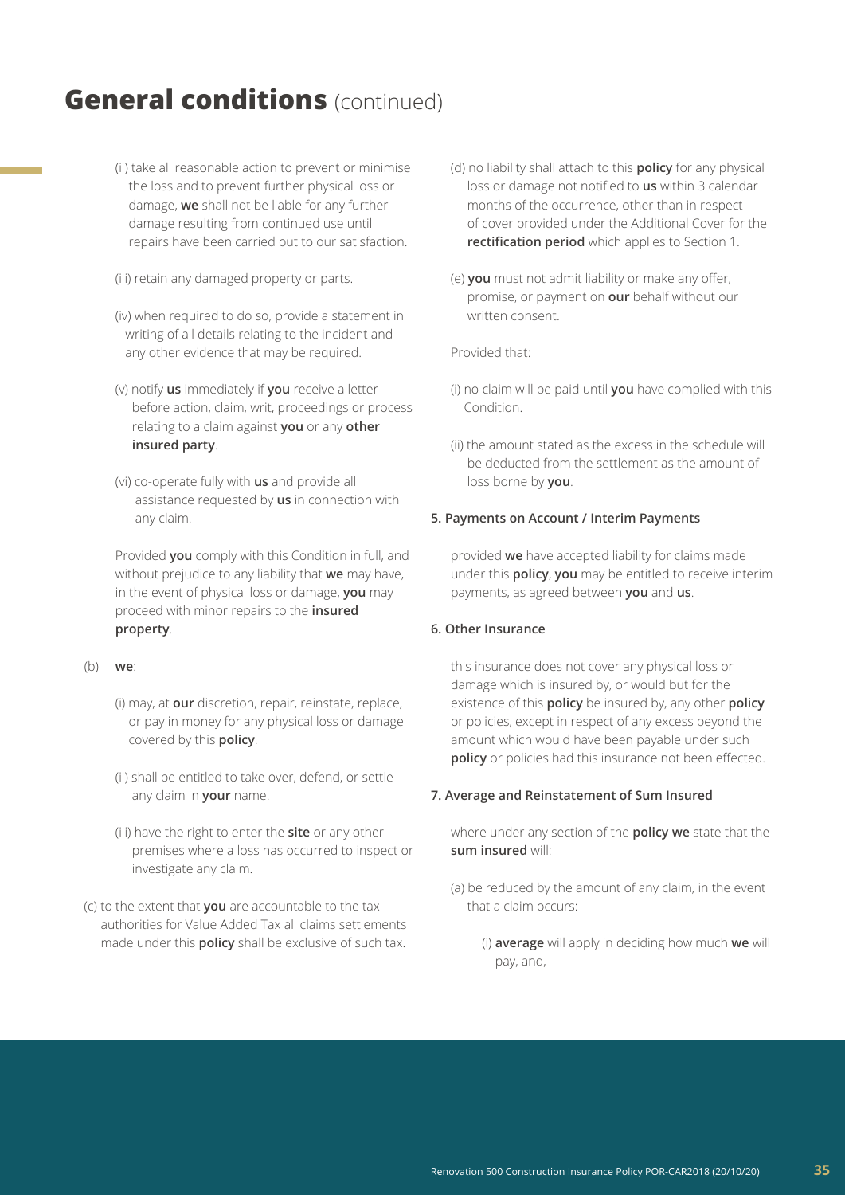## **General conditions** (continued)

(ii) take all reasonable action to prevent or minimise the loss and to prevent further physical loss or damage, **we** shall not be liable for any further damage resulting from continued use until repairs have been carried out to our satisfaction.

(iii) retain any damaged property or parts.

(iv) when required to do so, provide a statement in writing of all details relating to the incident and any other evidence that may be required.

(v) notify **us** immediately if **you** receive a letter before action, claim, writ, proceedings or process relating to a claim against **you** or any **other insured party**.

(vi) co-operate fully with **us** and provide all assistance requested by **us** in connection with any claim.

Provided **you** comply with this Condition in full, and without prejudice to any liability that **we** may have, in the event of physical loss or damage, **you** may proceed with minor repairs to the **insured property**.

(b) **we**:

(i) may, at **our** discretion, repair, reinstate, replace, or pay in money for any physical loss or damage covered by this **policy**.

(ii) shall be entitled to take over, defend, or settle any claim in **your** name.

(iii) have the right to enter the **site** or any other premises where a loss has occurred to inspect or investigate any claim.

(c) to the extent that **you** are accountable to the tax authorities for Value Added Tax all claims settlements made under this **policy** shall be exclusive of such tax.

(d) no liability shall attach to this **policy** for any physical loss or damage not notified to **us** within 3 calendar months of the occurrence, other than in respect of cover provided under the Additional Cover for the **rectification period** which applies to Section 1.

(e) **you** must not admit liability or make any offer, promise, or payment on **our** behalf without our written consent.

Provided that:

(i) no claim will be paid until **you** have complied with this Condition.

(ii) the amount stated as the excess in the schedule will be deducted from the settlement as the amount of loss borne by **you**.

**5. Payments on Account / Interim Payments**

provided **we** have accepted liability for claims made under this **policy**, **you** may be entitled to receive interim payments, as agreed between **you** and **us**.

**6. Other Insurance**

this insurance does not cover any physical loss or damage which is insured by, or would but for the existence of this **policy** be insured by, any other **policy** or policies, except in respect of any excess beyond the amount which would have been payable under such **policy** or policies had this insurance not been effected.

**7. Average and Reinstatement of Sum Insured**

where under any section of the **policy we** state that the **sum insured** will:

(a) be reduced by the amount of any claim, in the event that a claim occurs:

(i) **average** will apply in deciding how much **we** will pay, and,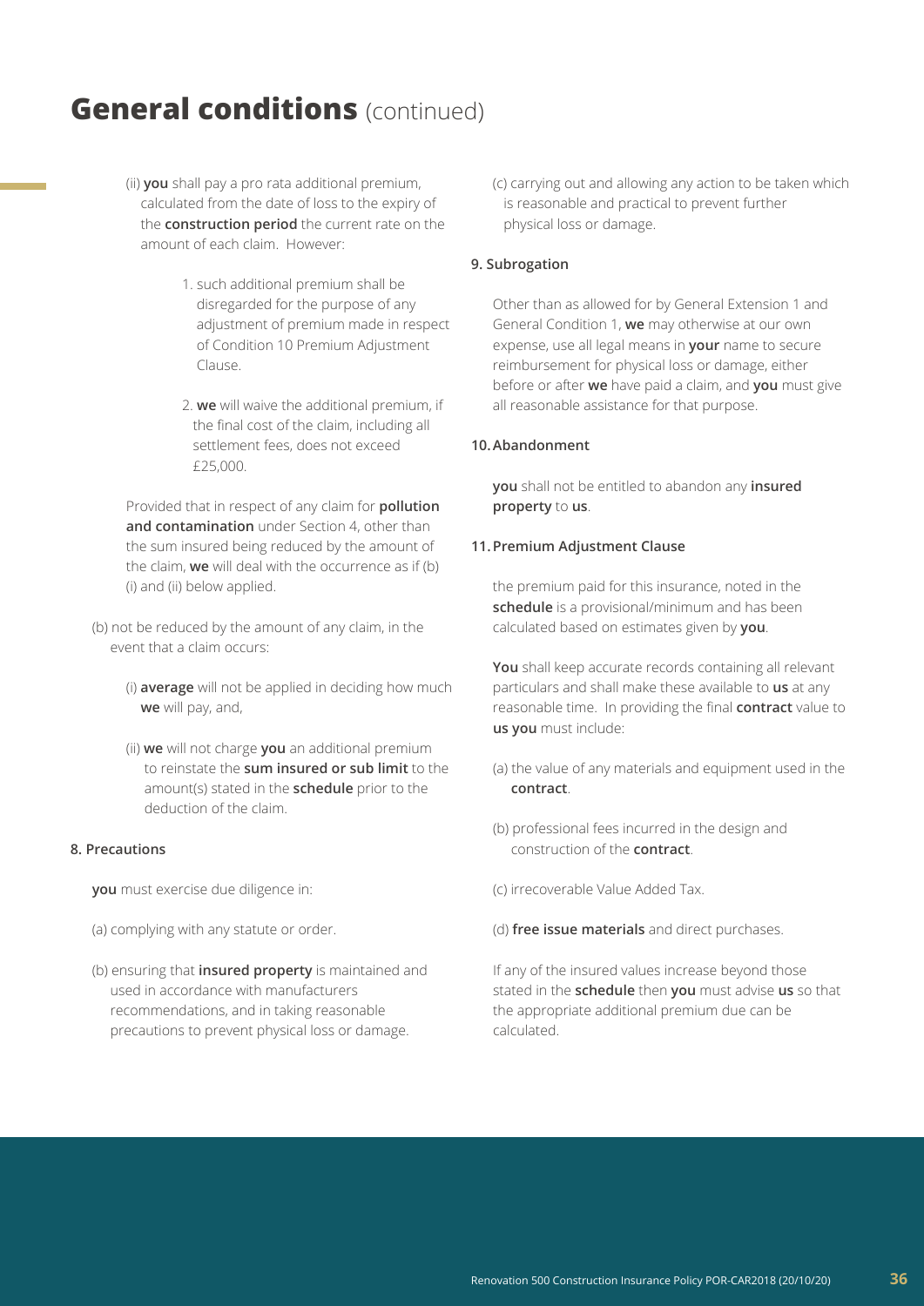# **General conditions** (continued)

(ii) **you** shall pay a pro rata additional premium, calculated from the date of loss to the expiry of the **construction period** the current rate on the amount of each claim. However:

1. such additional premium shall be disregarded for the purpose of any adjustment of premium made in respect of Condition 10 Premium Adjustment Clause.

2. **we** will waive the additional premium, if the final cost of the claim, including all settlement fees, does not exceed £25,000.

Provided that in respect of any claim for **pollution and contamination** under Section 4, other than the sum insured being reduced by the amount of the claim, **we** will deal with the occurrence as if (b) (i) and (ii) below applied.

(b) not be reduced by the amount of any claim, in the event that a claim occurs:

(i) **average** will not be applied in deciding how much **we** will pay, and,

(ii) **we** will not charge **you** an additional premium to reinstate the **sum insured or sub limit** to the amount(s) stated in the **schedule** prior to the deduction of the claim.

**8. Precautions**

**you** must exercise due diligence in:

(a) complying with any statute or order.

(b) ensuring that **insured property** is maintained and used in accordance with manufacturers recommendations, and in taking reasonable precautions to prevent physical loss or damage.

(c) carrying out and allowing any action to be taken which is reasonable and practical to prevent further physical loss or damage.

**9. Subrogation**

Other than as allowed for by General Extension 1 and General Condition 1, **we** may otherwise at our own expense, use all legal means in **your** name to secure reimbursement for physical loss or damage, either before or after **we** have paid a claim, and **you** must give all reasonable assistance for that purpose.

**10. Abandonment**

**you** shall not be entitled to abandon any **insured property** to **us**.

**11. Premium Adjustment Clause**

the premium paid for this insurance, noted in the **schedule** is a provisional/minimum and has been calculated based on estimates given by **you**.

**You** shall keep accurate records containing all relevant particulars and shall make these available to **us** at any reasonable time. In providing the final **contract** value to **us you** must include:

(a) the value of any materials and equipment used in the **contract**.

(b) professional fees incurred in the design and construction of the **contract**.

(c) irrecoverable Value Added Tax.

(d) **free issue materials** and direct purchases.

If any of the insured values increase beyond those stated in the **schedule** then **you** must advise **us** so that the appropriate additional premium due can be calculated.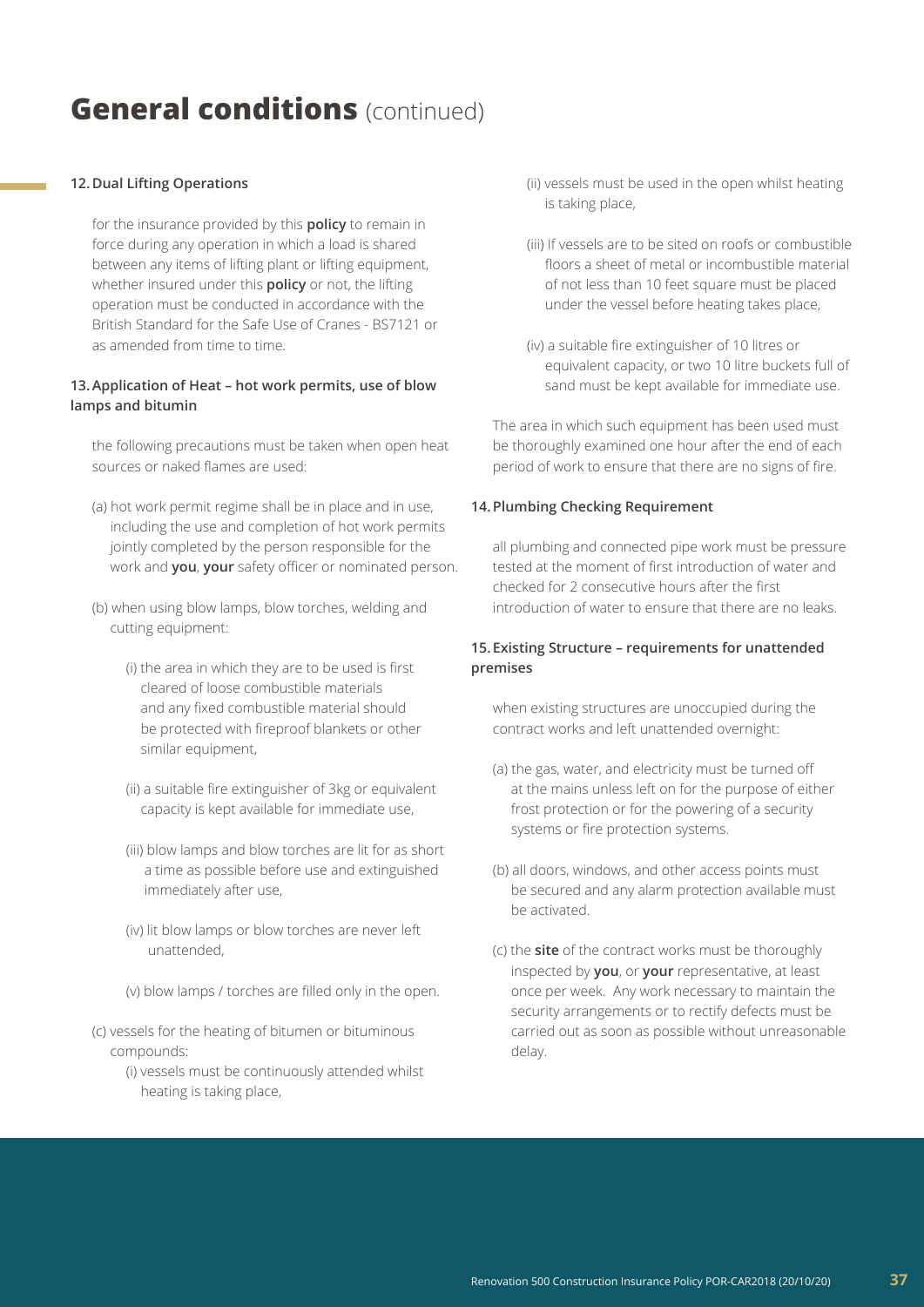# **General conditions** (continued)

**12. Dual Lifting Operations**

for the insurance provided by this **policy** to remain in force during any operation in which a load is shared between any items of lifting plant or lifting equipment, whether insured under this **policy** or not, the lifting operation must be conducted in accordance with the British Standard for the Safe Use of Cranes - BS7121 or as amended from time to time.

**13. Application of Heat – hot work permits, use of blow lamps and bitumin**

the following precautions must be taken when open heat sources or naked flames are used:

(a) hot work permit regime shall be in place and in use, including the use and completion of hot work permits jointly completed by the person responsible for the work and **you**, **your** safety officer or nominated person.

(b) when using blow lamps, blow torches, welding and cutting equipment:

(i) the area in which they are to be used is first cleared of loose combustible materials and any fixed combustible material should be protected with fireproof blankets or other similar equipment,

(ii) a suitable fire extinguisher of 3kg or equivalent capacity is kept available for immediate use,

(iii) blow lamps and blow torches are lit for as short a time as possible before use and extinguished immediately after use,

(iv) lit blow lamps or blow torches are never left unattended,

(v) blow lamps / torches are filled only in the open.

(c) vessels for the heating of bitumen or bituminous compounds:

(i) vessels must be continuously attended whilst heating is taking place,

(ii) vessels must be used in the open whilst heating is taking place,

(iii) If vessels are to be sited on roofs or combustible floors a sheet of metal or incombustible material of not less than 10 feet square must be placed under the vessel before heating takes place,

(iv) a suitable fire extinguisher of 10 litres or equivalent capacity, or two 10 litre buckets full of sand must be kept available for immediate use.

The area in which such equipment has been used must be thoroughly examined one hour after the end of each period of work to ensure that there are no signs of fire.

**14. Plumbing Checking Requirement**

all plumbing and connected pipe work must be pressure tested at the moment of first introduction of water and checked for 2 consecutive hours after the first introduction of water to ensure that there are no leaks.

**15. Existing Structure – requirements for unattended premises**

when existing structures are unoccupied during the contract works and left unattended overnight:

(a) the gas, water, and electricity must be turned off at the mains unless left on for the purpose of either frost protection or for the powering of a security systems or fire protection systems.

(b) all doors, windows, and other access points must be secured and any alarm protection available must be activated.

(c) the **site** of the contract works must be thoroughly inspected by **you**, or **your** representative, at least once per week. Any work necessary to maintain the security arrangements or to rectify defects must be carried out as soon as possible without unreasonable delay.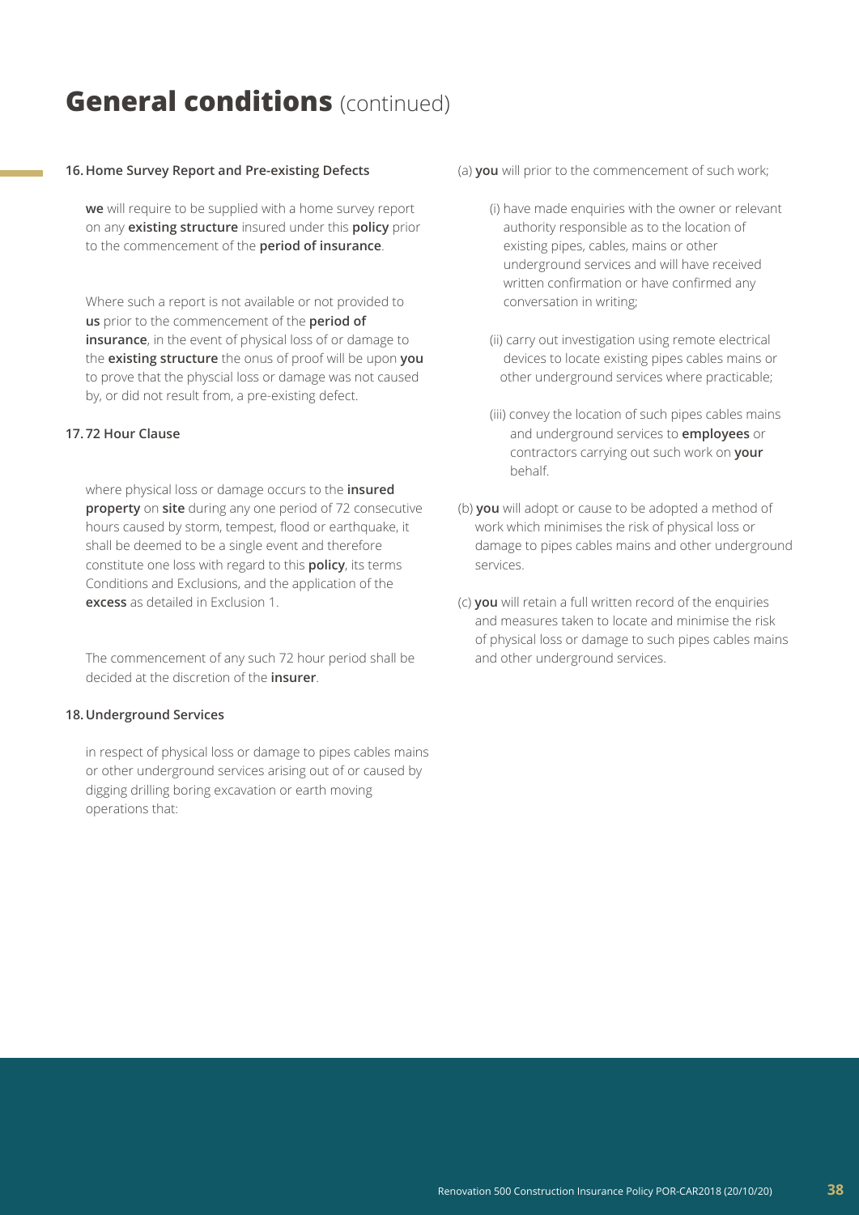# **General conditions** (continued)

**16. Home Survey Report and Pre-existing Defects**

**we** will require to be supplied with a home survey report on any **existing structure** insured under this **policy** prior to the commencement of the **period of insurance**.

Where such a report is not available or not provided to **us** prior to the commencement of the **period of insurance**, in the event of physical loss of or damage to the **existing structure** the onus of proof will be upon **you** to prove that the physcial loss or damage was not caused by, or did not result from, a pre-existing defect.

**17. 72 Hour Clause**

where physical loss or damage occurs to the **insured property** on **site** during any one period of 72 consecutive hours caused by storm, tempest, flood or earthquake, it shall be deemed to be a single event and therefore constitute one loss with regard to this **policy**, its terms Conditions and Exclusions, and the application of the **excess** as detailed in Exclusion 1.

The commencement of any such 72 hour period shall be decided at the discretion of the **insurer**.

**18. Underground Services**

in respect of physical loss or damage to pipes cables mains or other underground services arising out of or caused by digging drilling boring excavation or earth moving operations that:

(a) **you** will prior to the commencement of such work;

(i) have made enquiries with the owner or relevant authority responsible as to the location of existing pipes, cables, mains or other underground services and will have received written confirmation or have confirmed any conversation in writing;

(ii) carry out investigation using remote electrical devices to locate existing pipes cables mains or other underground services where practicable;

(iii) convey the location of such pipes cables mains and underground services to **employees** or contractors carrying out such work on **your** behalf.

(b) **you** will adopt or cause to be adopted a method of work which minimises the risk of physical loss or damage to pipes cables mains and other underground services.

(c) **you** will retain a full written record of the enquiries and measures taken to locate and minimise the risk of physical loss or damage to such pipes cables mains and other underground services.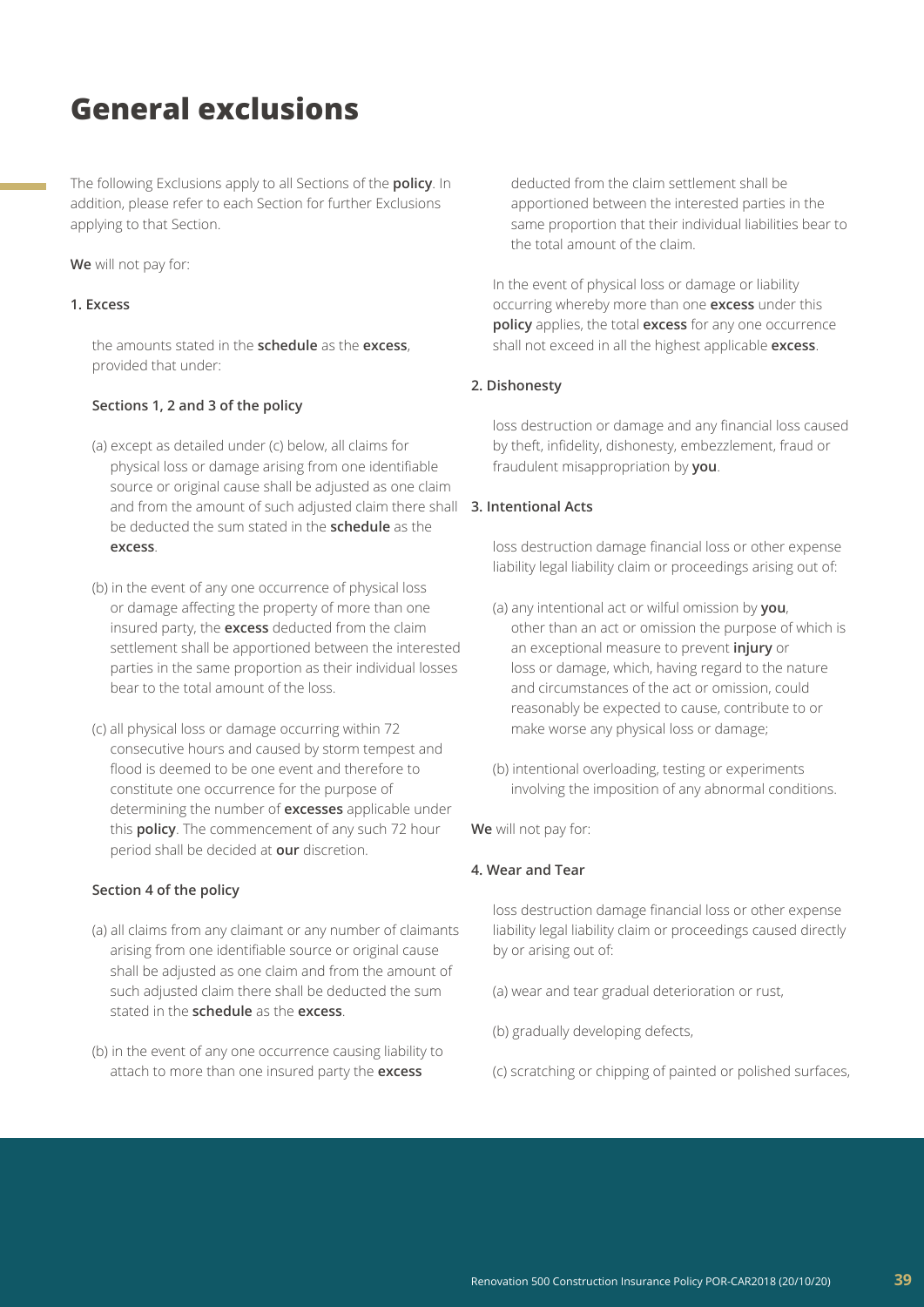# General exclusions

The following Exclusions apply to all Sections of the **policy**. In addition, please refer to each Section for further Exclusions applying to that Section.

**We** will not pay for:

**1. Excess**

the amounts stated in the **schedule** as the **excess**, provided that under:

**Sections 1, 2 and 3 of the policy**

(a) except as detailed under (c) below, all claims for physical loss or damage arising from one identifiable source or original cause shall be adjusted as one claim and from the amount of such adjusted claim there shall be deducted the sum stated in the **schedule** as the **excess**.

(b) in the event of any one occurrence of physical loss or damage affecting the property of more than one insured party, the **excess** deducted from the claim settlement shall be apportioned between the interested parties in the same proportion as their individual losses bear to the total amount of the loss.

(c) all physical loss or damage occurring within 72 consecutive hours and caused by storm tempest and flood is deemed to be one event and therefore to constitute one occurrence for the purpose of determining the number of **excesses** applicable under this **policy**. The commencement of any such 72 hour period shall be decided at **our** discretion.

**Section 4 of the policy**

(a) all claims from any claimant or any number of claimants arising from one identifiable source or original cause shall be adjusted as one claim and from the amount of such adjusted claim there shall be deducted the sum stated in the **schedule** as the **excess**.

(b) in the event of any one occurrence causing liability to attach to more than one insured party the **excess** deducted from the claim settlement shall be apportioned between the interested parties in the same proportion that their individual liabilities bear to the total amount of the claim.

In the event of physical loss or damage or liability occurring whereby more than one **excess** under this **policy** applies, the total **excess** for any one occurrence shall not exceed in all the highest applicable **excess**.

**2. Dishonesty**

loss destruction or damage and any financial loss caused by theft, infidelity, dishonesty, embezzlement, fraud or fraudulent misappropriation by **you**.

**3. Intentional Acts**

loss destruction damage financial loss or other expense liability legal liability claim or proceedings arising out of:

(a) any intentional act or wilful omission by **you**, other than an act or omission the purpose of which is an exceptional measure to prevent **injury** or loss or damage, which, having regard to the nature and circumstances of the act or omission, could reasonably be expected to cause, contribute to or make worse any physical loss or damage;

(b) intentional overloading, testing or experiments involving the imposition of any abnormal conditions.

**We** will not pay for:

**4. Wear and Tear**

loss destruction damage financial loss or other expense liability legal liability claim or proceedings caused directly by or arising out of:

(a) wear and tear gradual deterioration or rust,

(b) gradually developing defects,

(c) scratching or chipping of painted or polished surfaces,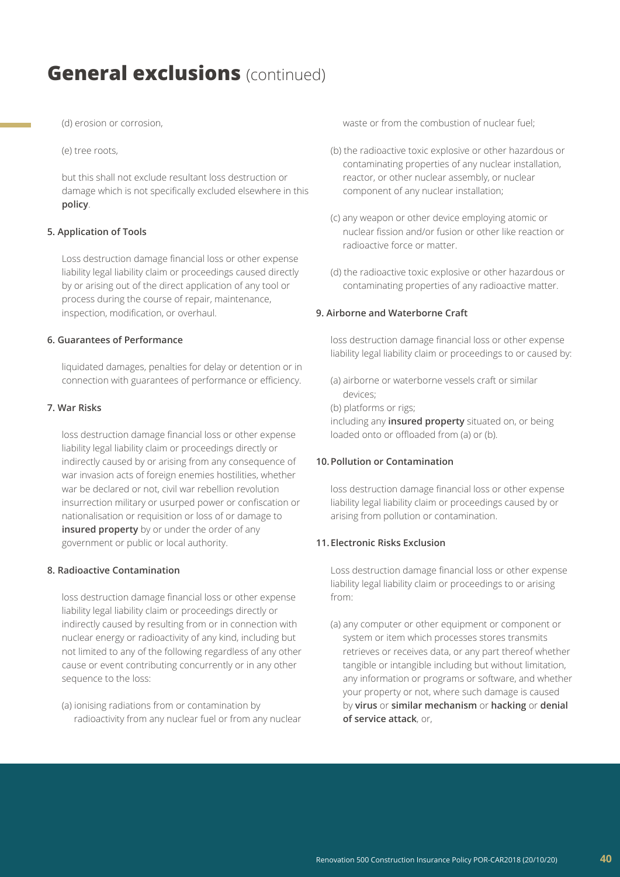# General exclusions (continued)

(d) erosion or corrosion,

(e) tree roots,

but this shall not exclude resultant loss destruction or damage which is not specifically excluded elsewhere in this **policy**.

**5. Application of Tools**

Loss destruction damage financial loss or other expense liability legal liability claim or proceedings caused directly by or arising out of the direct application of any tool or process during the course of repair, maintenance, inspection, modification, or overhaul.

**6. Guarantees of Performance**

liquidated damages, penalties for delay or detention or in connection with guarantees of performance or efficiency.

**7. War Risks**

loss destruction damage financial loss or other expense liability legal liability claim or proceedings directly or indirectly caused by or arising from any consequence of war invasion acts of foreign enemies hostilities, whether war be declared or not, civil war rebellion revolution insurrection military or usurped power or confiscation or nationalisation or requisition or loss of or damage to **insured property** by or under the order of any government or public or local authority.

**8. Radioactive Contamination**

loss destruction damage financial loss or other expense liability legal liability claim or proceedings directly or indirectly caused by resulting from or in connection with nuclear energy or radioactivity of any kind, including but not limited to any of the following regardless of any other cause or event contributing concurrently or in any other sequence to the loss:

(a) ionising radiations from or contamination by radioactivity from any nuclear fuel or from any nuclear waste or from the combustion of nuclear fuel;

(b) the radioactive toxic explosive or other hazardous or contaminating properties of any nuclear installation, reactor, or other nuclear assembly, or nuclear component of any nuclear installation;

(c) any weapon or other device employing atomic or nuclear fission and/or fusion or other like reaction or radioactive force or matter.

(d) the radioactive toxic explosive or other hazardous or contaminating properties of any radioactive matter.

**9. Airborne and Waterborne Craft**

loss destruction damage financial loss or other expense liability legal liability claim or proceedings to or caused by:

(a) airborne or waterborne vessels craft or similar devices;

(b) platforms or rigs;

including any **insured property** situated on, or being loaded onto or offloaded from (a) or (b).

**10. Pollution or Contamination**

loss destruction damage financial loss or other expense liability legal liability claim or proceedings caused by or arising from pollution or contamination.

**11. Electronic Risks Exclusion**

Loss destruction damage financial loss or other expense liability legal liability claim or proceedings to or arising from:

(a) any computer or other equipment or component or system or item which processes stores transmits retrieves or receives data, or any part thereof whether tangible or intangible including but without limitation, any information or programs or software, and whether your property or not, where such damage is caused by **virus** or **similar mechanism** or **hacking** or **denial of service attack**, or,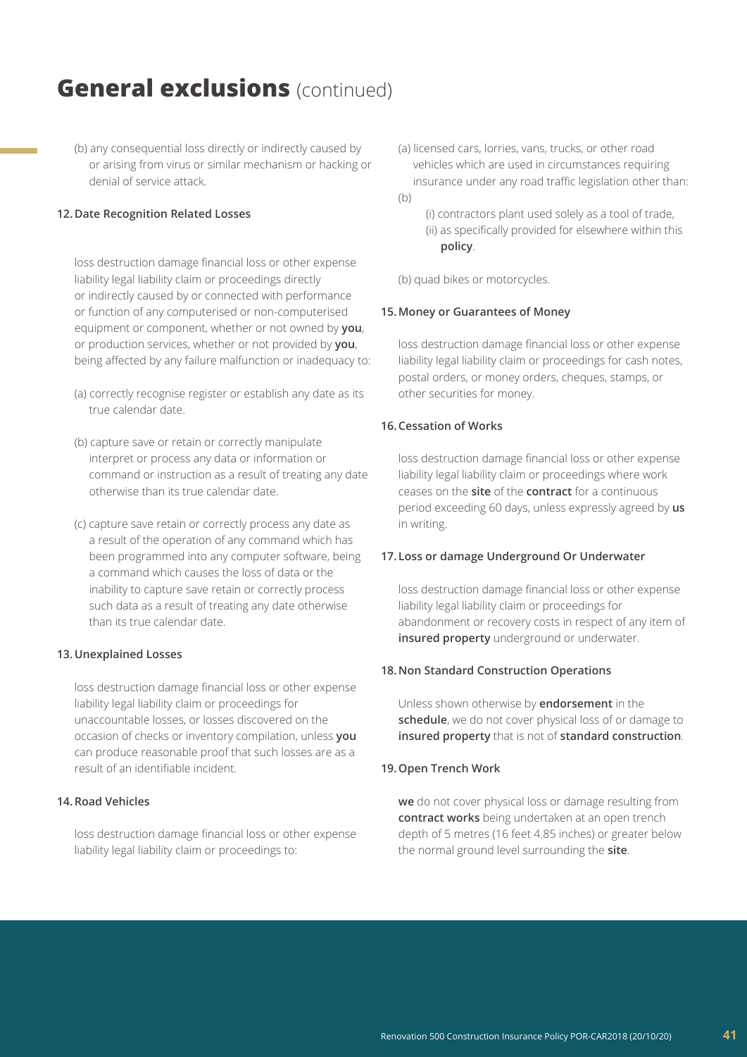# General exclusions (continued)

(b) any consequential loss directly or indirectly caused by or arising from virus or similar mechanism or hacking or denial of service attack.

**12. Date Recognition Related Losses**

loss destruction damage financial loss or other expense liability legal liability claim or proceedings directly or indirectly caused by or connected with performance or function of any computerised or non-computerised equipment or component, whether or not owned by **you**, or production services, whether or not provided by **you**, being affected by any failure malfunction or inadequacy to:

(a) correctly recognise register or establish any date as its true calendar date.

(b) capture save or retain or correctly manipulate interpret or process any data or information or command or instruction as a result of treating any date otherwise than its true calendar date.

(c) capture save retain or correctly process any date as a result of the operation of any command which has been programmed into any computer software, being a command which causes the loss of data or the inability to capture save retain or correctly process such data as a result of treating any date otherwise than its true calendar date.

**13. Unexplained Losses**

loss destruction damage financial loss or other expense liability legal liability claim or proceedings for unaccountable losses, or losses discovered on the occasion of checks or inventory compilation, unless **you** can produce reasonable proof that such losses are as a result of an identifiable incident.

**14. Road Vehicles**

loss destruction damage financial loss or other expense liability legal liability claim or proceedings to:

(a) licensed cars, lorries, vans, trucks, or other road vehicles which are used in circumstances requiring insurance under any road traffic legislation other than:

(b)

(i) contractors plant used solely as a tool of trade,

(ii) as specifically provided for elsewhere within this **policy**.

(b) quad bikes or motorcycles.

**15. Money or Guarantees of Money**

loss destruction damage financial loss or other expense liability legal liability claim or proceedings for cash notes, postal orders, or money orders, cheques, stamps, or other securities for money.

**16. Cessation of Works**

loss destruction damage financial loss or other expense liability legal liability claim or proceedings where work ceases on the **site** of the **contract** for a continuous period exceeding 60 days, unless expressly agreed by **us** in writing.

**17. Loss or damage Underground Or Underwater**

loss destruction damage financial loss or other expense liability legal liability claim or proceedings for abandonment or recovery costs in respect of any item of **insured property** underground or underwater.

**18. Non Standard Construction Operations**

Unless shown otherwise by **endorsement** in the **schedule**, we do not cover physical loss of or damage to **insured property** that is not of **standard construction**.

**19. Open Trench Work**

**we** do not cover physical loss or damage resulting from **contract works** being undertaken at an open trench depth of 5 metres (16 feet 4.85 inches) or greater below the normal ground level surrounding the **site**.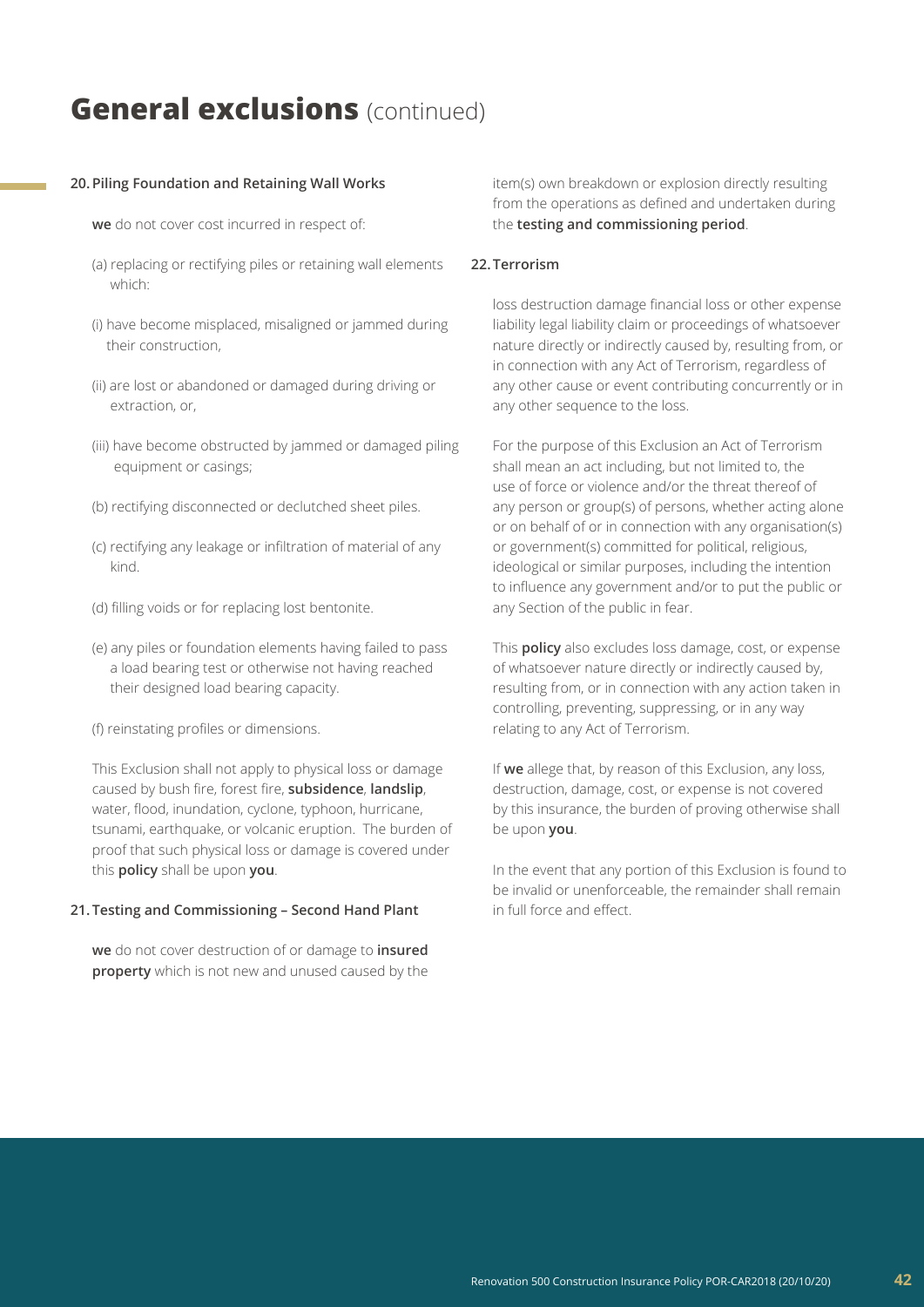# **General exclusions** (continued)

**20. Piling Foundation and Retaining Wall Works**

**we** do not cover cost incurred in respect of:

(a) replacing or rectifying piles or retaining wall elements which:

(i) have become misplaced, misaligned or jammed during their construction,

(ii) are lost or abandoned or damaged during driving or extraction, or,

(iii) have become obstructed by jammed or damaged piling equipment or casings;

(b) rectifying disconnected or declutched sheet piles.

(c) rectifying any leakage or infiltration of material of any kind.

(d) filling voids or for replacing lost bentonite.

(e) any piles or foundation elements having failed to pass a load bearing test or otherwise not having reached their designed load bearing capacity.

(f) reinstating profiles or dimensions.

This Exclusion shall not apply to physical loss or damage caused by bush fire, forest fire, **subsidence**, **landslip**, water, flood, inundation, cyclone, typhoon, hurricane, tsunami, earthquake, or volcanic eruption. The burden of proof that such physical loss or damage is covered under this **policy** shall be upon **you**.

**21. Testing and Commissioning – Second Hand Plant**

**we** do not cover destruction of or damage to **insured property** which is not new and unused caused by the item(s) own breakdown or explosion directly resulting from the operations as defined and undertaken during the **testing and commissioning period**.

**22. Terrorism**

loss destruction damage financial loss or other expense liability legal liability claim or proceedings of whatsoever nature directly or indirectly caused by, resulting from, or in connection with any Act of Terrorism, regardless of any other cause or event contributing concurrently or in any other sequence to the loss.

For the purpose of this Exclusion an Act of Terrorism shall mean an act including, but not limited to, the use of force or violence and/or the threat thereof of any person or group(s) of persons, whether acting alone or on behalf of or in connection with any organisation(s) or government(s) committed for political, religious, ideological or similar purposes, including the intention to influence any government and/or to put the public or any Section of the public in fear.

This **policy** also excludes loss damage, cost, or expense of whatsoever nature directly or indirectly caused by, resulting from, or in connection with any action taken in controlling, preventing, suppressing, or in any way relating to any Act of Terrorism.

If **we** allege that, by reason of this Exclusion, any loss, destruction, damage, cost, or expense is not covered by this insurance, the burden of proving otherwise shall be upon **you**.

In the event that any portion of this Exclusion is found to be invalid or unenforceable, the remainder shall remain in full force and effect.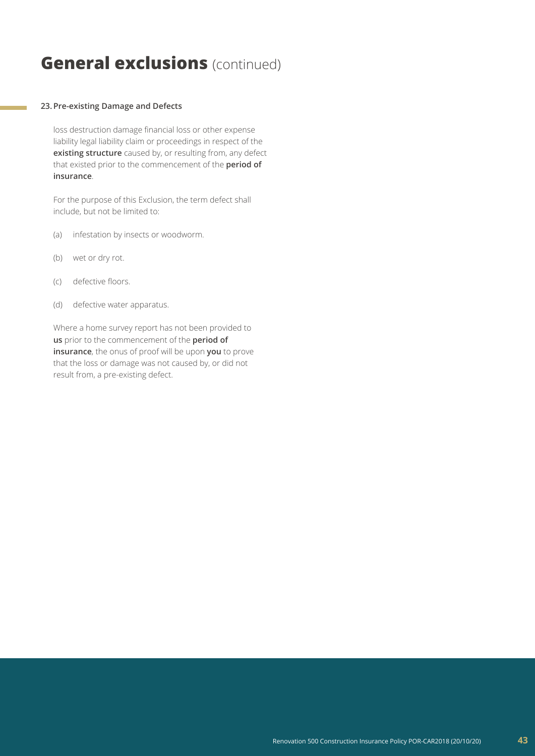# **General exclusions** (continued)

**23. Pre-existing Damage and Defects**

loss destruction damage financial loss or other expense liability legal liability claim or proceedings in respect of the **existing structure** caused by, or resulting from, any defect that existed prior to the commencement of the **period of insurance**.

For the purpose of this Exclusion, the term defect shall include, but not be limited to:

(a) infestation by insects or woodworm.

(b) wet or dry rot.

(c) defective floors.

(d) defective water apparatus.

Where a home survey report has not been provided to **us** prior to the commencement of the **period of insurance**, the onus of proof will be upon **you** to prove that the loss or damage was not caused by, or did not result from, a pre-existing defect.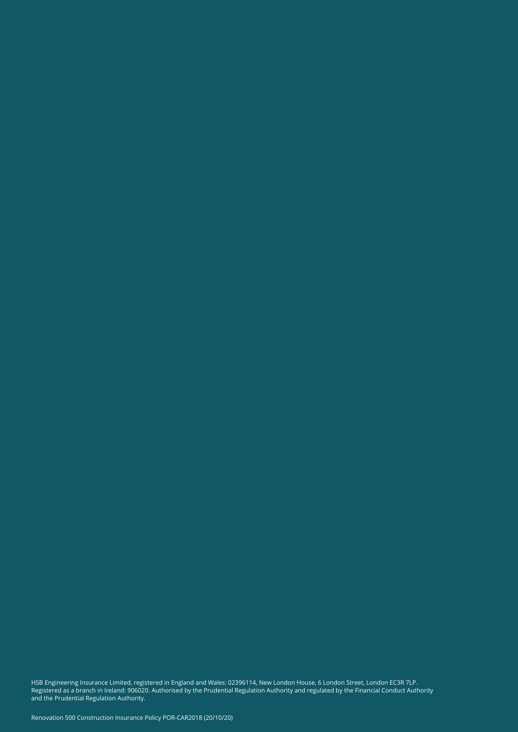HSB Engineering Insurance Limited, registered in England and Wales: 02396114, New London House, 6 London Street, London EC3R 7LP. Registered as a branch in Ireland: 906020. Authorised by the Prudential Regulation Authority and regulated by the Financial Conduct Authority and the Prudential Regulation Authority.

Renovation 500 Construction Insurance Policy POR-CAR2018 (20/10/20)